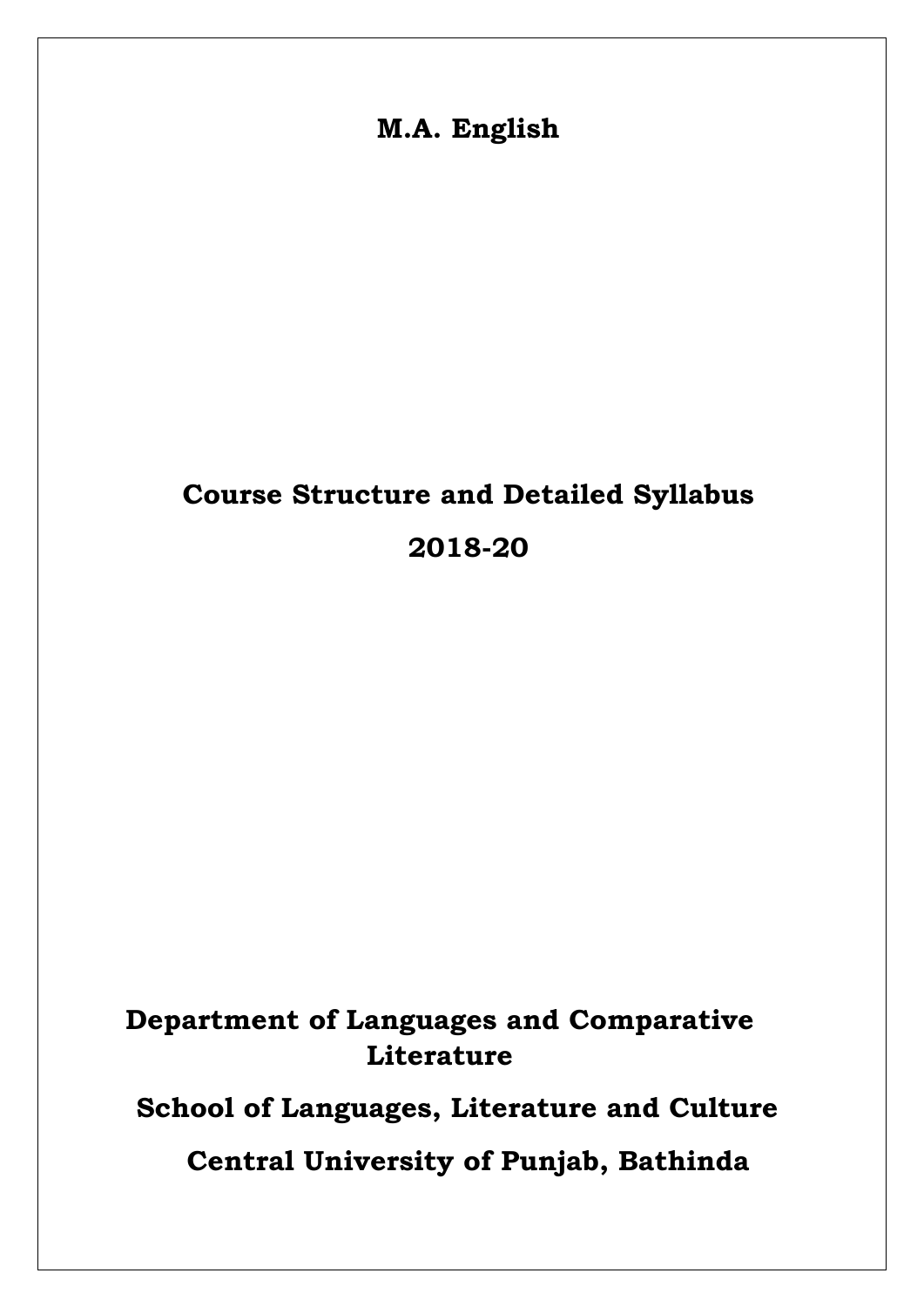# M.A. English

## Course Structure and Detailed Syllabus

## 2018-20

**Department of Languages and Comparative Literature**

**School of Languages, Literature and Culture**

**Central University of Punjab, Bathinda**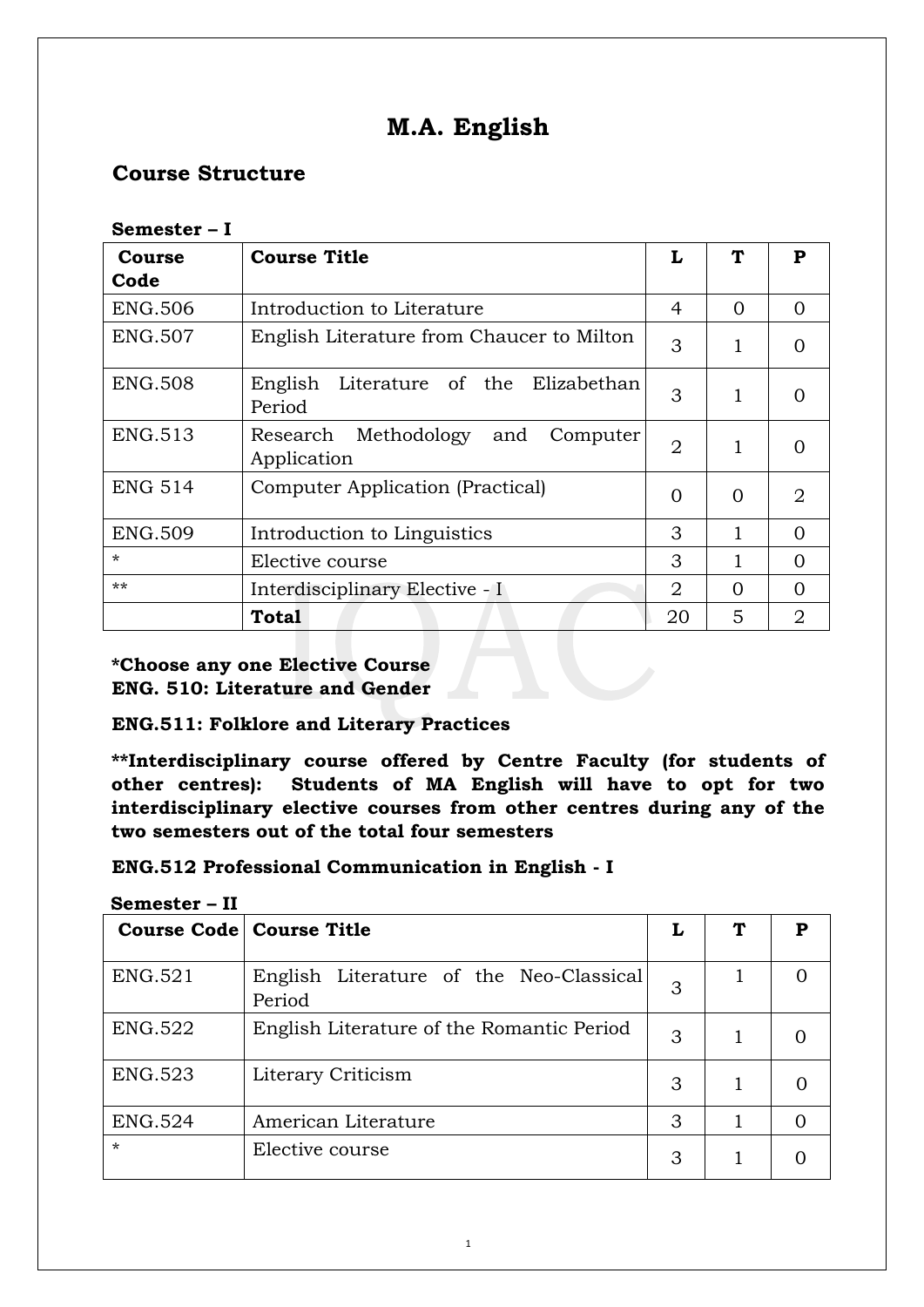# M.A. English

## Course Structure

**Semester – I**

| Course Code | Course Title | L | T | P |
|---|---|---|---|---|
| ENG.506 | Introduction to Literature | 4 | 0 | 0 |
| ENG.507 | English Literature from Chaucer to Milton | 3 | 1 | 0 |
| ENG.508 | English Literature of the Elizabethan Period | 3 | 1 | 0 |
| ENG.513 | Research Methodology and Computer Application | 2 | 1 | 0 |
| ENG 514 | Computer Application (Practical) | 0 | 0 | 2 |
| ENG.509 | Introduction to Linguistics | 3 | 1 | 0 |
| * | Elective course | 3 | 1 | 0 |
| ** | Interdisciplinary Elective - I | 2 | 0 | 0 |
| | **Total** | 20 | 5 | 2 |

**\*Choose any one Elective Course**
**ENG. 510: Literature and Gender**

**ENG.511: Folklore and Literary Practices**

**\*\*Interdisciplinary course offered by Centre Faculty (for students of other centres): Students of MA English will have to opt for two interdisciplinary elective courses from other centres during any of the two semesters out of the total four semesters**

**ENG.512 Professional Communication in English - I**

**Semester – II**

| Course Code | Course Title | L | T | P |
|---|---|---|---|---|
| ENG.521 | English Literature of the Neo-Classical Period | 3 | 1 | 0 |
| ENG.522 | English Literature of the Romantic Period | 3 | 1 | 0 |
| ENG.523 | Literary Criticism | 3 | 1 | 0 |
| ENG.524 | American Literature | 3 | 1 | 0 |
| * | Elective course | 3 | 1 | 0 |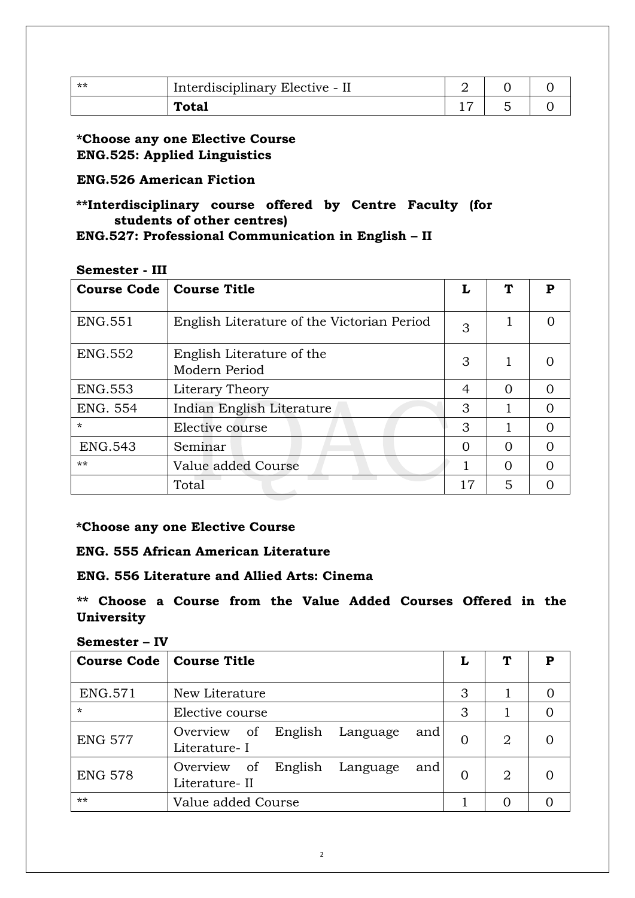| ** | Interdisciplinary Elective - II | 2 | 0 | 0 |
|---|---|---|---|---|
| | **Total** | 17 | 5 | 0 |

**\*Choose any one Elective Course**
**ENG.525: Applied Linguistics**

**ENG.526 American Fiction**

**\*\*Interdisciplinary course offered by Centre Faculty (for students of other centres)**
**ENG.527: Professional Communication in English – II**

**Semester - III**

| Course Code | Course Title | L | T | P |
|---|---|---|---|---|
| ENG.551 | English Literature of the Victorian Period | 3 | 1 | 0 |
| ENG.552 | English Literature of the Modern Period | 3 | 1 | 0 |
| ENG.553 | Literary Theory | 4 | 0 | 0 |
| ENG. 554 | Indian English Literature | 3 | 1 | 0 |
| * | Elective course | 3 | 1 | 0 |
| ENG.543 | Seminar | 0 | 0 | 0 |
| ** | Value added Course | 1 | 0 | 0 |
| | Total | 17 | 5 | 0 |

**\*Choose any one Elective Course**

**ENG. 555 African American Literature**

**ENG. 556 Literature and Allied Arts: Cinema**

**\*\* Choose a Course from the Value Added Courses Offered in the University**

**Semester – IV**

| Course Code | Course Title | L | T | P |
|---|---|---|---|---|
| ENG.571 | New Literature | 3 | 1 | 0 |
| * | Elective course | 3 | 1 | 0 |
| ENG 577 | Overview of English Language and Literature- I | 0 | 2 | 0 |
| ENG 578 | Overview of English Language and Literature- II | 0 | 2 | 0 |
| ** | Value added Course | 1 | 0 | 0 |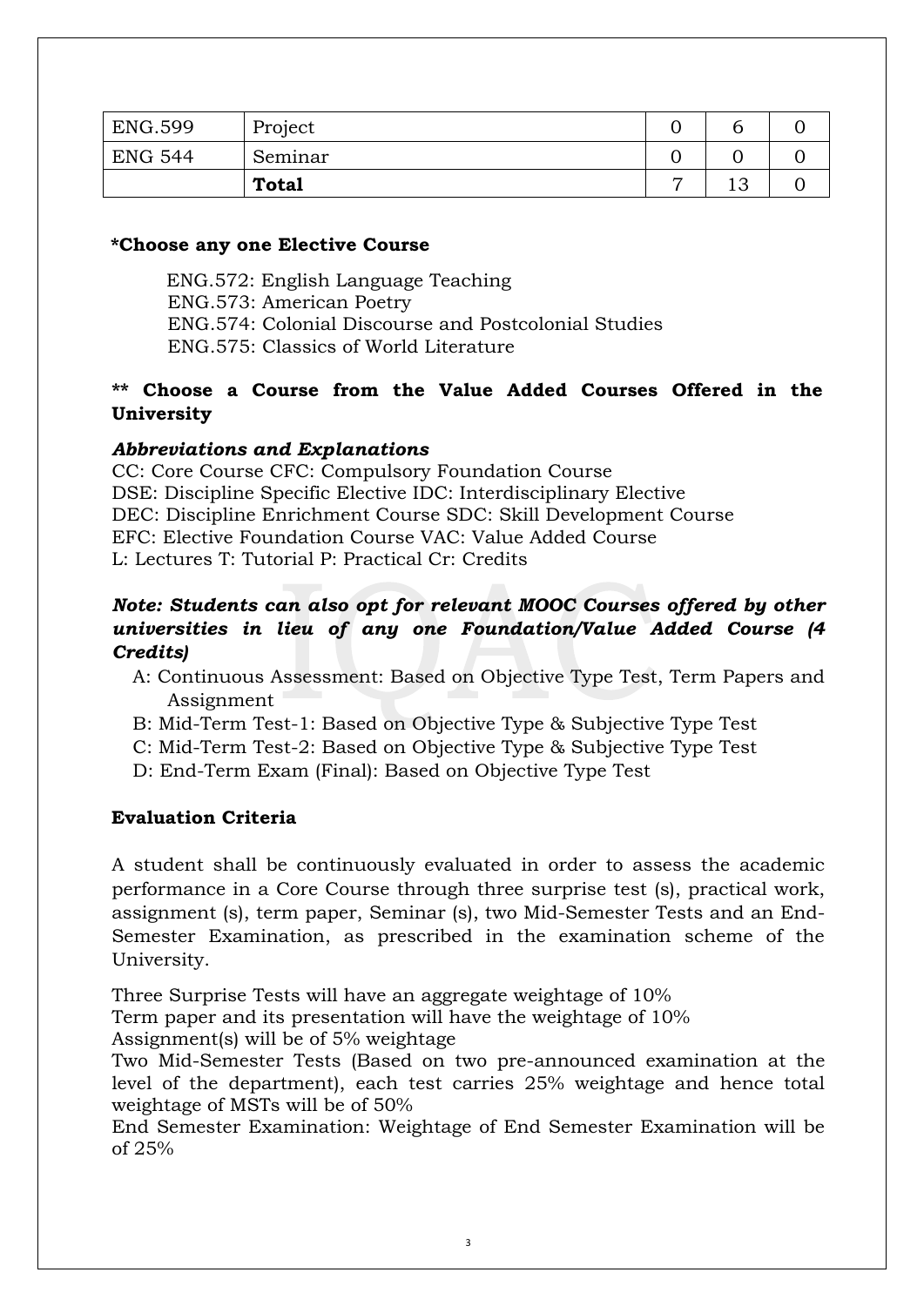| ENG.599 | Project | 0 | 6 | 0 |
|---|---|---|---|---|
| ENG 544 | Seminar | 0 | 0 | 0 |
| | **Total** | 7 | 13 | 0 |

**\*Choose any one Elective Course**

ENG.572: English Language Teaching
ENG.573: American Poetry
ENG.574: Colonial Discourse and Postcolonial Studies
ENG.575: Classics of World Literature

**\*\* Choose a Course from the Value Added Courses Offered in the University**

***Abbreviations and Explanations***

CC: Core Course CFC: Compulsory Foundation Course
DSE: Discipline Specific Elective IDC: Interdisciplinary Elective
DEC: Discipline Enrichment Course SDC: Skill Development Course
EFC: Elective Foundation Course VAC: Value Added Course
L: Lectures T: Tutorial P: Practical Cr: Credits

***Note: Students can also opt for relevant MOOC Courses offered by other universities in lieu of any one Foundation/Value Added Course (4 Credits)***

A: Continuous Assessment: Based on Objective Type Test, Term Papers and Assignment
B: Mid-Term Test-1: Based on Objective Type & Subjective Type Test
C: Mid-Term Test-2: Based on Objective Type & Subjective Type Test
D: End-Term Exam (Final): Based on Objective Type Test

**Evaluation Criteria**

A student shall be continuously evaluated in order to assess the academic performance in a Core Course through three surprise test (s), practical work, assignment (s), term paper, Seminar (s), two Mid-Semester Tests and an End-Semester Examination, as prescribed in the examination scheme of the University.

Three Surprise Tests will have an aggregate weightage of 10%
Term paper and its presentation will have the weightage of 10%
Assignment(s) will be of 5% weightage
Two Mid-Semester Tests (Based on two pre-announced examination at the level of the department), each test carries 25% weightage and hence total weightage of MSTs will be of 50%
End Semester Examination: Weightage of End Semester Examination will be of 25%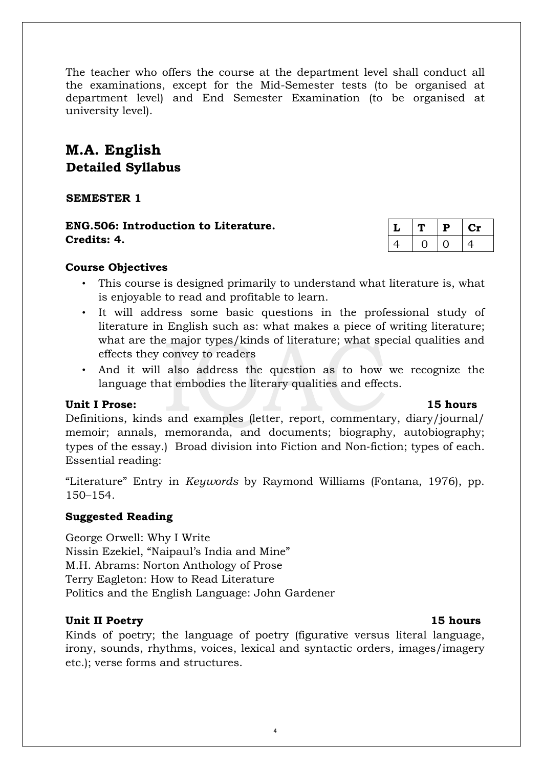The teacher who offers the course at the department level shall conduct all the examinations, except for the Mid-Semester tests (to be organised at department level) and End Semester Examination (to be organised at university level).

# M.A. English
## Detailed Syllabus

### SEMESTER 1

**ENG.506: Introduction to Literature.**
**Credits: 4.**

| L | T | P | Cr |
|---|---|---|---|
| 4 | 0 | 0 | 4 |

**Course Objectives**

- This course is designed primarily to understand what literature is, what is enjoyable to read and profitable to learn.
- It will address some basic questions in the professional study of literature in English such as: what makes a piece of writing literature; what are the major types/kinds of literature; what special qualities and effects they convey to readers
- And it will also address the question as to how we recognize the language that embodies the literary qualities and effects.

**Unit I Prose: 15 hours**

Definitions, kinds and examples (letter, report, commentary, diary/journal/memoir; annals, memoranda, and documents; biography, autobiography; types of the essay.) Broad division into Fiction and Non-fiction; types of each. Essential reading:

"Literature" Entry in *Keywords* by Raymond Williams (Fontana, 1976), pp. 150–154.

**Suggested Reading**

George Orwell: Why I Write
Nissin Ezekiel, "Naipaul's India and Mine"
M.H. Abrams: Norton Anthology of Prose
Terry Eagleton: How to Read Literature
Politics and the English Language: John Gardener

**Unit II Poetry 15 hours**

Kinds of poetry; the language of poetry (figurative versus literal language, irony, sounds, rhythms, voices, lexical and syntactic orders, images/imagery etc.); verse forms and structures.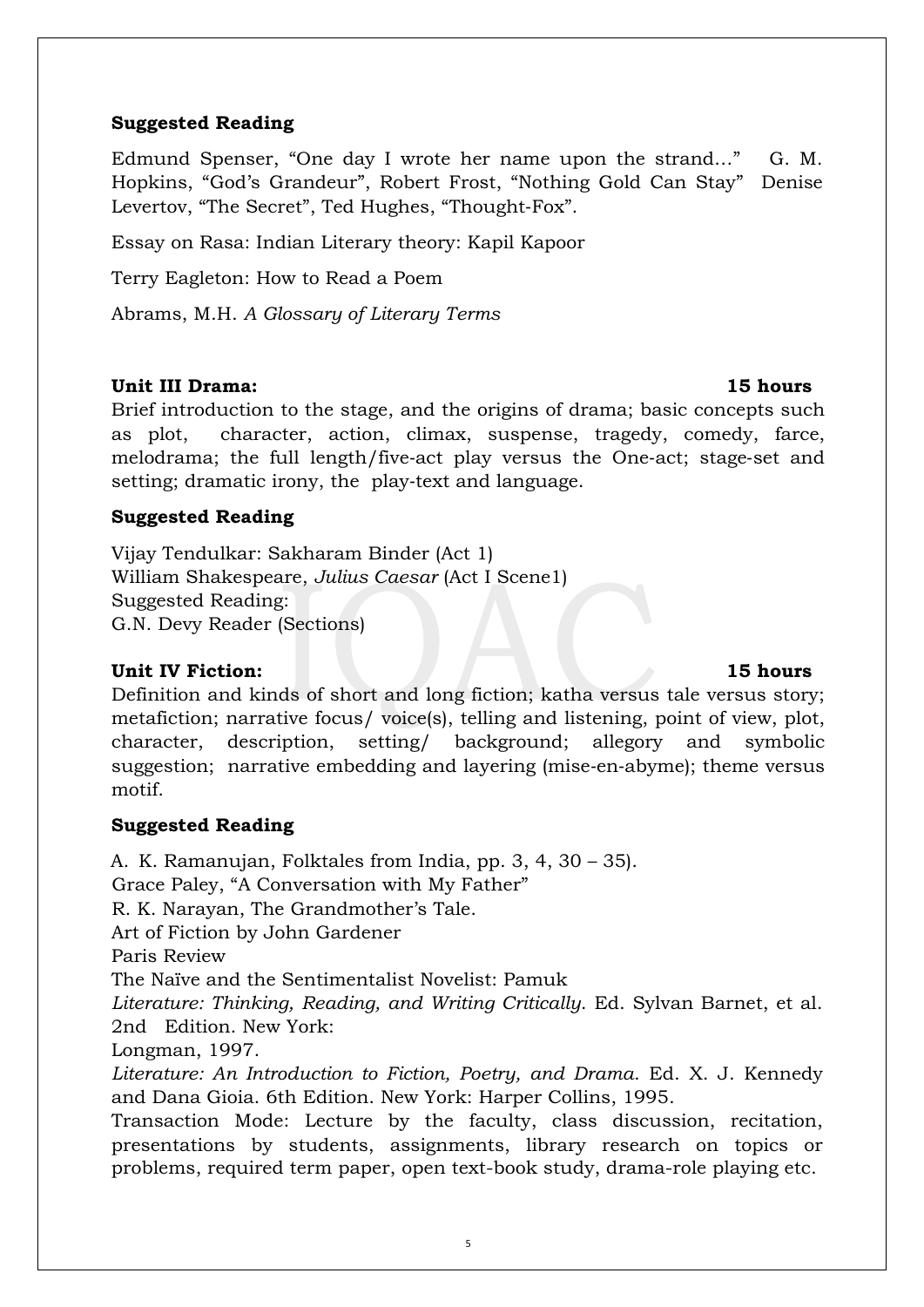**Suggested Reading**

Edmund Spenser, "One day I wrote her name upon the strand..." G. M. Hopkins, "God's Grandeur", Robert Frost, "Nothing Gold Can Stay" Denise Levertov, "The Secret", Ted Hughes, "Thought-Fox".

Essay on Rasa: Indian Literary theory: Kapil Kapoor

Terry Eagleton: How to Read a Poem

Abrams, M.H. *A Glossary of Literary Terms*

**Unit III Drama: 15 hours**

Brief introduction to the stage, and the origins of drama; basic concepts such as plot, character, action, climax, suspense, tragedy, comedy, farce, melodrama; the full length/five-act play versus the One-act; stage-set and setting; dramatic irony, the play-text and language.

**Suggested Reading**

Vijay Tendulkar: Sakharam Binder (Act 1)
William Shakespeare, *Julius Caesar* (Act I Scene1)
Suggested Reading:
G.N. Devy Reader (Sections)

**Unit IV Fiction: 15 hours**

Definition and kinds of short and long fiction; katha versus tale versus story; metafiction; narrative focus/ voice(s), telling and listening, point of view, plot, character, description, setting/ background; allegory and symbolic suggestion; narrative embedding and layering (mise-en-abyme); theme versus motif.

**Suggested Reading**

A. K. Ramanujan, Folktales from India, pp. 3, 4, 30 – 35).
Grace Paley, "A Conversation with My Father"
R. K. Narayan, The Grandmother's Tale.
Art of Fiction by John Gardener
Paris Review
The Naïve and the Sentimentalist Novelist: Pamuk
*Literature: Thinking, Reading, and Writing Critically*. Ed. Sylvan Barnet, et al. 2nd Edition. New York:
Longman, 1997.
*Literature: An Introduction to Fiction, Poetry, and Drama*. Ed. X. J. Kennedy and Dana Gioia. 6th Edition. New York: Harper Collins, 1995.
Transaction Mode: Lecture by the faculty, class discussion, recitation, presentations by students, assignments, library research on topics or problems, required term paper, open text-book study, drama-role playing etc.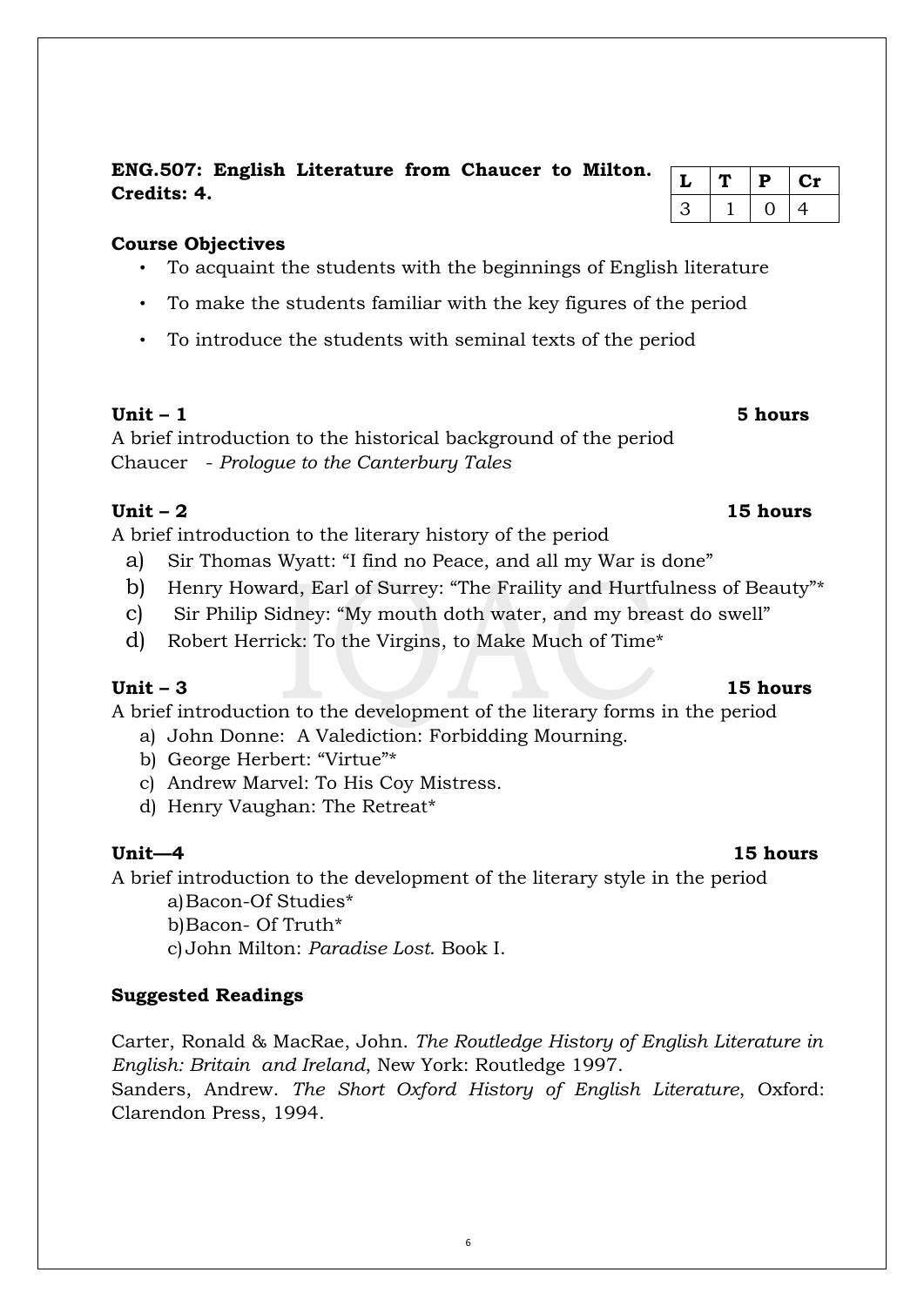**ENG.507: English Literature from Chaucer to Milton. Credits: 4.**

| L | T | P | Cr |
|---|---|---|---|
| 3 | 1 | 0 | 4 |

**Course Objectives**

- To acquaint the students with the beginnings of English literature
- To make the students familiar with the key figures of the period
- To introduce the students with seminal texts of the period

**Unit – 1** **5 hours**

A brief introduction to the historical background of the period
Chaucer - *Prologue to the Canterbury Tales*

**Unit – 2** **15 hours**

A brief introduction to the literary history of the period

a) Sir Thomas Wyatt: "I find no Peace, and all my War is done"
b) Henry Howard, Earl of Surrey: "The Fraility and Hurtfulness of Beauty"*
c) Sir Philip Sidney: "My mouth doth water, and my breast do swell"
d) Robert Herrick: To the Virgins, to Make Much of Time*

**Unit – 3** **15 hours**

A brief introduction to the development of the literary forms in the period

a) John Donne: A Valediction: Forbidding Mourning.
b) George Herbert: "Virtue"*
c) Andrew Marvel: To His Coy Mistress.
d) Henry Vaughan: The Retreat*

**Unit—4** **15 hours**

A brief introduction to the development of the literary style in the period

a) Bacon-Of Studies*
b) Bacon- Of Truth*
c) John Milton: *Paradise Lost*. Book I.

**Suggested Readings**

Carter, Ronald & MacRae, John. *The Routledge History of English Literature in English: Britain and Ireland*, New York: Routledge 1997.
Sanders, Andrew. *The Short Oxford History of English Literature*, Oxford: Clarendon Press, 1994.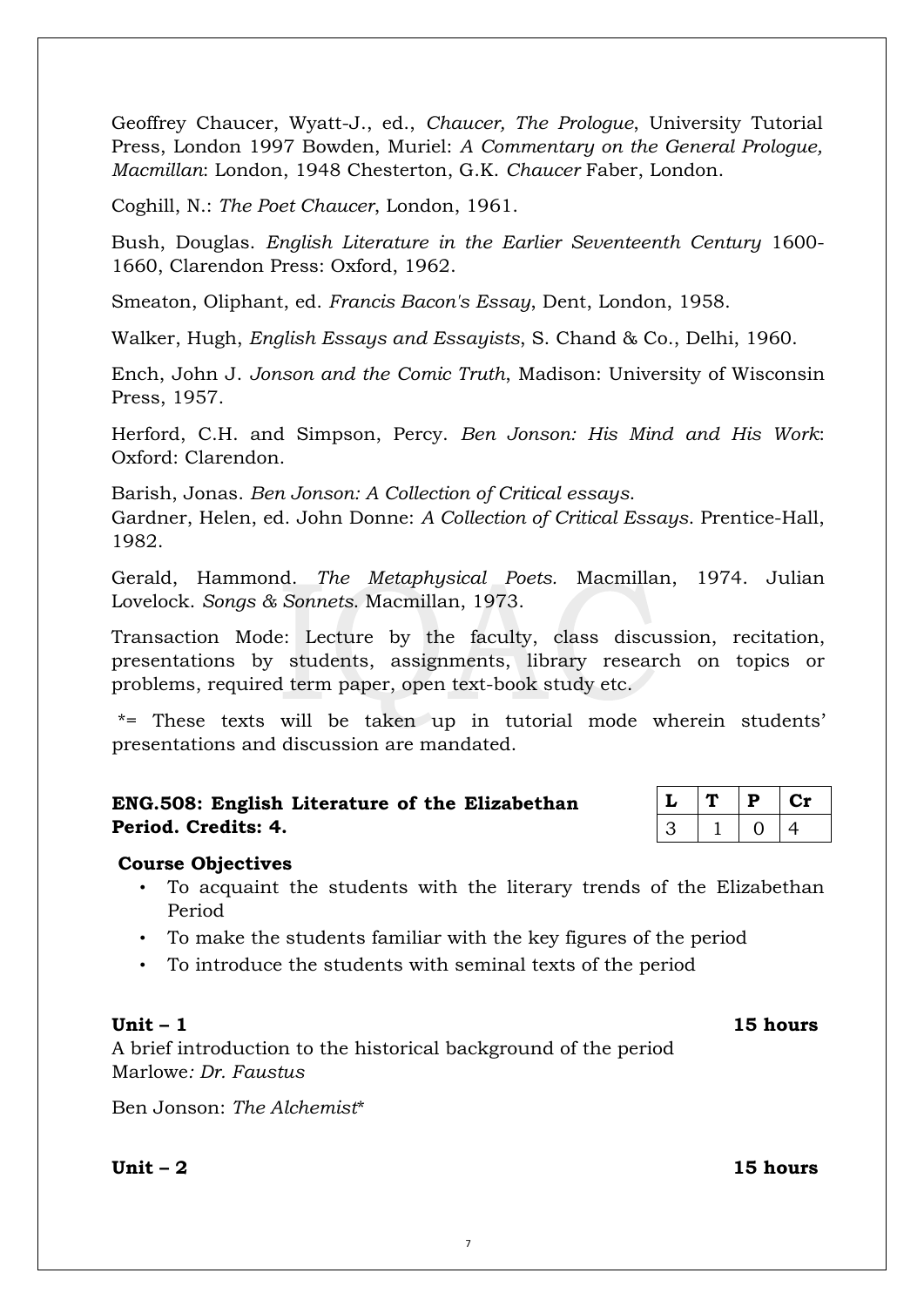Geoffrey Chaucer, Wyatt-J., ed., *Chaucer, The Prologue*, University Tutorial Press, London 1997 Bowden, Muriel: *A Commentary on the General Prologue, Macmillan*: London, 1948 Chesterton, G.K. *Chaucer* Faber, London.

Coghill, N.: *The Poet Chaucer*, London, 1961.

Bush, Douglas. *English Literature in the Earlier Seventeenth Century* 1600-1660, Clarendon Press: Oxford, 1962.

Smeaton, Oliphant, ed. *Francis Bacon's Essay*, Dent, London, 1958.

Walker, Hugh, *English Essays and Essayists*, S. Chand & Co., Delhi, 1960.

Ench, John J. *Jonson and the Comic Truth*, Madison: University of Wisconsin Press, 1957.

Herford, C.H. and Simpson, Percy. *Ben Jonson: His Mind and His Work*: Oxford: Clarendon.

Barish, Jonas. *Ben Jonson: A Collection of Critical essays*.
Gardner, Helen, ed. John Donne: *A Collection of Critical Essays*. Prentice-Hall, 1982.

Gerald, Hammond. *The Metaphysical Poets.* Macmillan, 1974. Julian Lovelock. *Songs & Sonnets*. Macmillan, 1973.

Transaction Mode: Lecture by the faculty, class discussion, recitation, presentations by students, assignments, library research on topics or problems, required term paper, open text-book study etc.

*= These texts will be taken up in tutorial mode wherein students' presentations and discussion are mandated.

**ENG.508: English Literature of the Elizabethan Period. Credits: 4.**

| L | T | P | Cr |
|---|---|---|---|
| 3 | 1 | 0 | 4 |

**Course Objectives**

- To acquaint the students with the literary trends of the Elizabethan Period
- To make the students familiar with the key figures of the period
- To introduce the students with seminal texts of the period

**Unit – 1** **15 hours**

A brief introduction to the historical background of the period
Marlowe*: Dr. Faustus*

Ben Jonson: *The Alchemist**

**Unit – 2** **15 hours**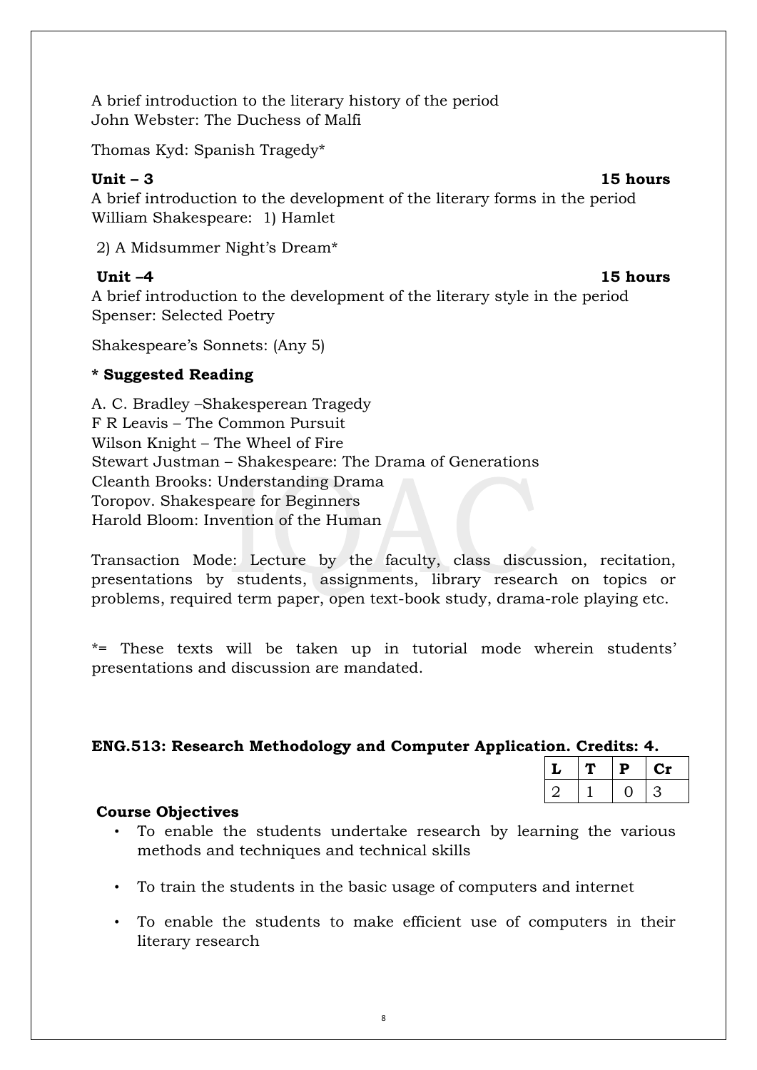A brief introduction to the literary history of the period
John Webster: The Duchess of Malfi

Thomas Kyd: Spanish Tragedy*

**Unit – 3** **15 hours**

A brief introduction to the development of the literary forms in the period
William Shakespeare: 1) Hamlet

2) A Midsummer Night's Dream*

**Unit –4** **15 hours**

A brief introduction to the development of the literary style in the period
Spenser: Selected Poetry

Shakespeare's Sonnets: (Any 5)

**\* Suggested Reading**

A. C. Bradley –Shakesperean Tragedy
F R Leavis – The Common Pursuit
Wilson Knight – The Wheel of Fire
Stewart Justman – Shakespeare: The Drama of Generations
Cleanth Brooks: Understanding Drama
Toropov. Shakespeare for Beginners
Harold Bloom: Invention of the Human

Transaction Mode: Lecture by the faculty, class discussion, recitation, presentations by students, assignments, library research on topics or problems, required term paper, open text-book study, drama-role playing etc.

*= These texts will be taken up in tutorial mode wherein students' presentations and discussion are mandated.

**ENG.513: Research Methodology and Computer Application. Credits: 4.**

| L | T | P | Cr |
|---|---|---|---|
| 2 | 1 | 0 | 3 |

**Course Objectives**

- To enable the students undertake research by learning the various methods and techniques and technical skills
- To train the students in the basic usage of computers and internet
- To enable the students to make efficient use of computers in their literary research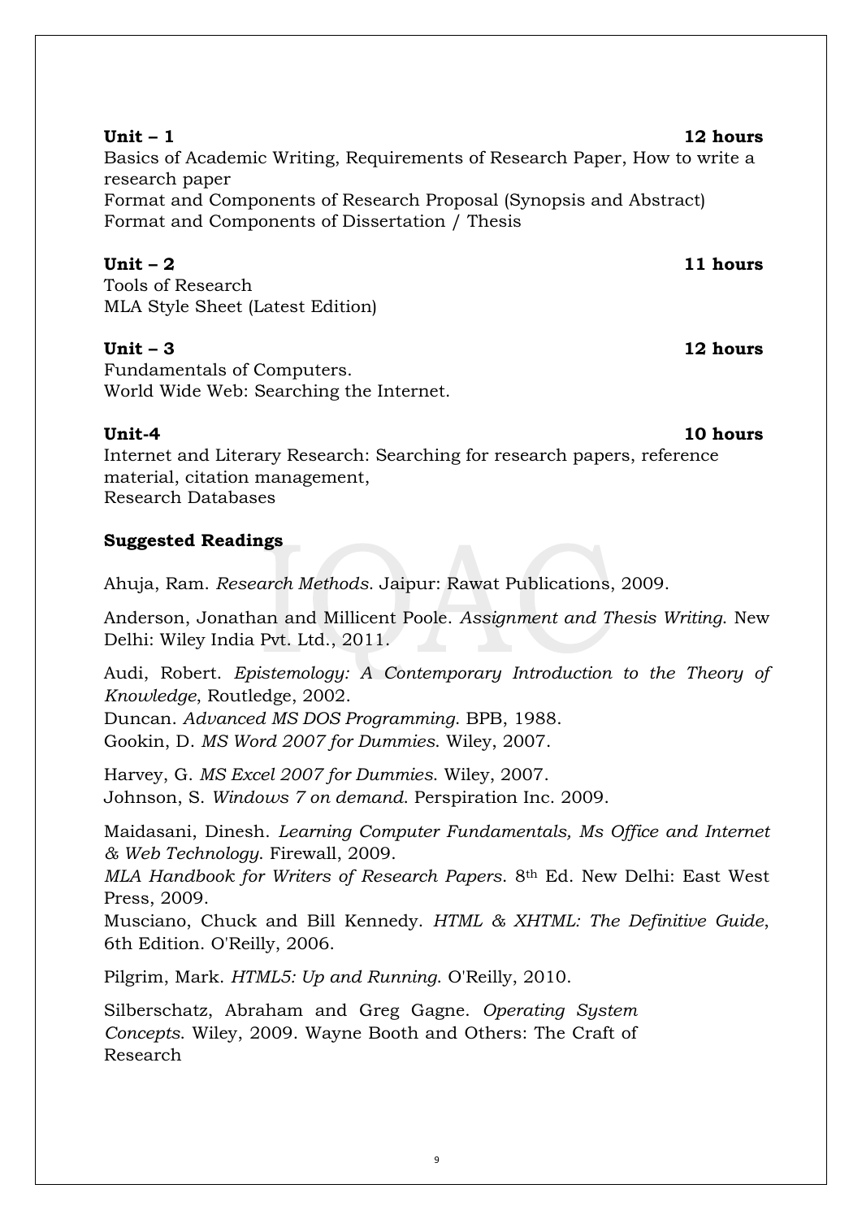**Unit – 1** **12 hours**

Basics of Academic Writing, Requirements of Research Paper, How to write a research paper
Format and Components of Research Proposal (Synopsis and Abstract)
Format and Components of Dissertation / Thesis

**Unit – 2** **11 hours**

Tools of Research
MLA Style Sheet (Latest Edition)

**Unit – 3** **12 hours**

Fundamentals of Computers.
World Wide Web: Searching the Internet.

**Unit-4** **10 hours**

Internet and Literary Research: Searching for research papers, reference material, citation management,
Research Databases

**Suggested Readings**

Ahuja, Ram. *Research Methods*. Jaipur: Rawat Publications, 2009.

Anderson, Jonathan and Millicent Poole. *Assignment and Thesis Writing*. New Delhi: Wiley India Pvt. Ltd., 2011.

Audi, Robert. *Epistemology: A Contemporary Introduction to the Theory of Knowledge*, Routledge, 2002.

Duncan. *Advanced MS DOS Programming*. BPB, 1988.

Gookin, D. *MS Word 2007 for Dummies*. Wiley, 2007.

Harvey, G. *MS Excel 2007 for Dummies*. Wiley, 2007.

Johnson, S. *Windows 7 on demand*. Perspiration Inc. 2009.

Maidasani, Dinesh. *Learning Computer Fundamentals, Ms Office and Internet & Web Technology*. Firewall, 2009.

*MLA Handbook for Writers of Research Papers*. 8th Ed. New Delhi: East West Press, 2009.

Musciano, Chuck and Bill Kennedy. *HTML & XHTML: The Definitive Guide*, 6th Edition. O'Reilly, 2006.

Pilgrim, Mark. *HTML5: Up and Running*. O'Reilly, 2010.

Silberschatz, Abraham and Greg Gagne. *Operating System Concepts*. Wiley, 2009. Wayne Booth and Others: The Craft of Research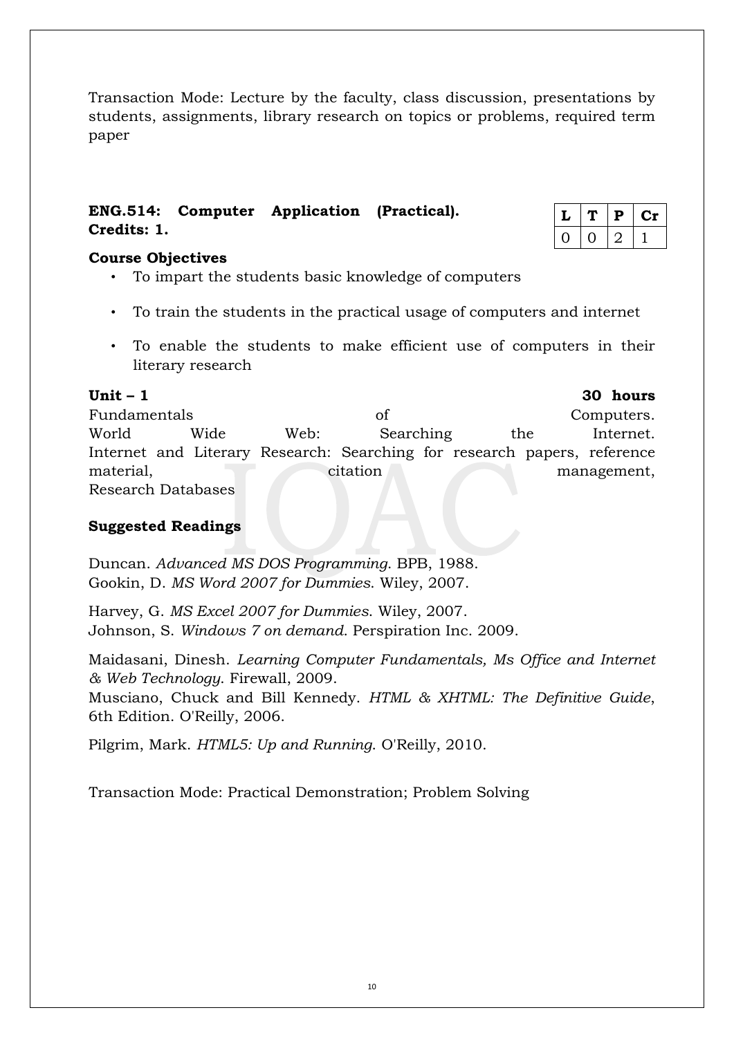Transaction Mode: Lecture by the faculty, class discussion, presentations by students, assignments, library research on topics or problems, required term paper

**ENG.514: Computer Application (Practical). Credits: 1.**

| L | T | P | Cr |
|---|---|---|---|
| 0 | 0 | 2 | 1 |

**Course Objectives**

- To impart the students basic knowledge of computers
- To train the students in the practical usage of computers and internet
- To enable the students to make efficient use of computers in their literary research

**Unit – 1** **30 hours**

Fundamentals of Computers.
World Wide Web: Searching the Internet.
Internet and Literary Research: Searching for research papers, reference material, citation management,
Research Databases

**Suggested Readings**

Duncan. *Advanced MS DOS Programming*. BPB, 1988.
Gookin, D. *MS Word 2007 for Dummies*. Wiley, 2007.

Harvey, G. *MS Excel 2007 for Dummies*. Wiley, 2007.
Johnson, S. *Windows 7 on demand*. Perspiration Inc. 2009.

Maidasani, Dinesh. *Learning Computer Fundamentals, Ms Office and Internet & Web Technology*. Firewall, 2009.
Musciano, Chuck and Bill Kennedy. *HTML & XHTML: The Definitive Guide*, 6th Edition. O'Reilly, 2006.

Pilgrim, Mark. *HTML5: Up and Running*. O'Reilly, 2010.

Transaction Mode: Practical Demonstration; Problem Solving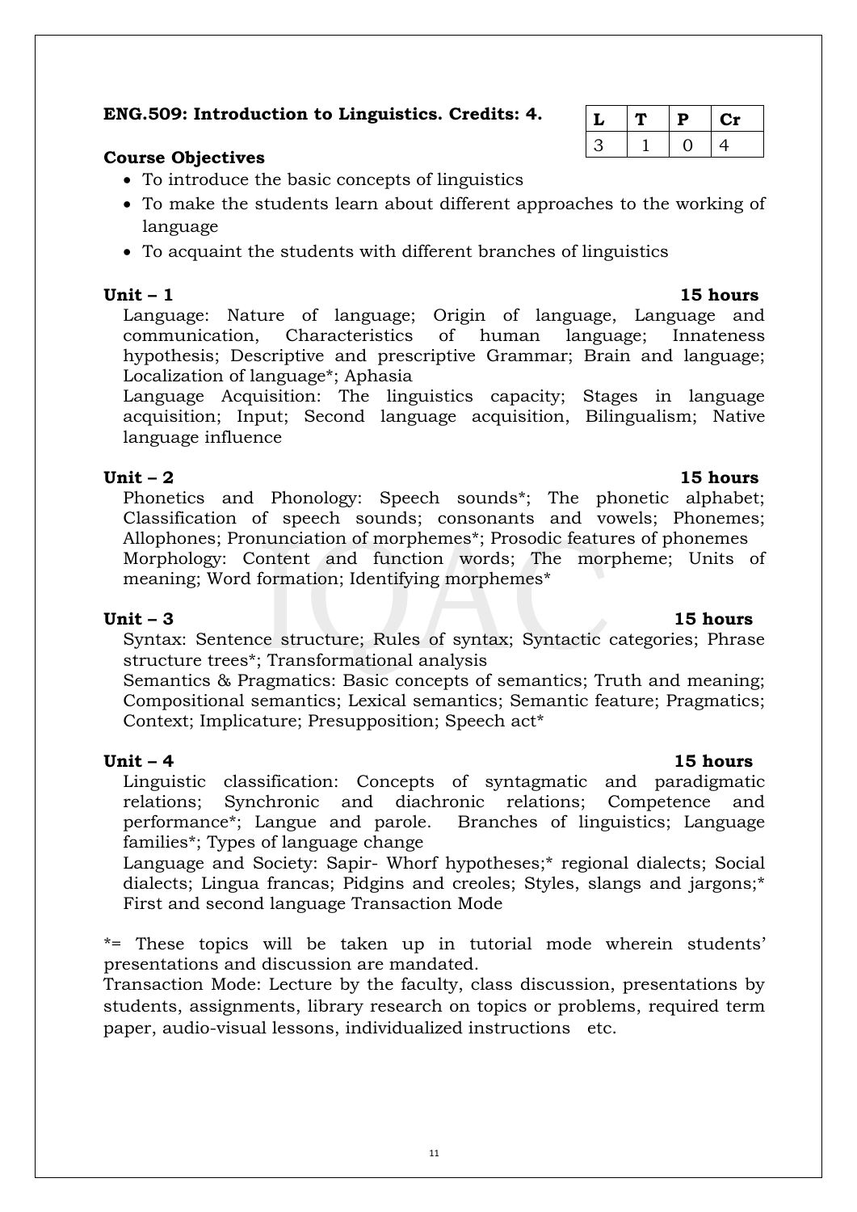**ENG.509: Introduction to Linguistics. Credits: 4.**

| L | T | P | Cr |
|---|---|---|---|
| 3 | 1 | 0 | 4 |

**Course Objectives**

- To introduce the basic concepts of linguistics
- To make the students learn about different approaches to the working of language
- To acquaint the students with different branches of linguistics

**Unit – 1** **15 hours**

Language: Nature of language; Origin of language, Language and communication, Characteristics of human language; Innateness hypothesis; Descriptive and prescriptive Grammar; Brain and language; Localization of language*; Aphasia

Language Acquisition: The linguistics capacity; Stages in language acquisition; Input; Second language acquisition, Bilingualism; Native language influence

**Unit – 2** **15 hours**

Phonetics and Phonology: Speech sounds*; The phonetic alphabet; Classification of speech sounds; consonants and vowels; Phonemes; Allophones; Pronunciation of morphemes*; Prosodic features of phonemes

Morphology: Content and function words; The morpheme; Units of meaning; Word formation; Identifying morphemes*

**Unit – 3** **15 hours**

Syntax: Sentence structure; Rules of syntax; Syntactic categories; Phrase structure trees*; Transformational analysis

Semantics & Pragmatics: Basic concepts of semantics; Truth and meaning; Compositional semantics; Lexical semantics; Semantic feature; Pragmatics; Context; Implicature; Presupposition; Speech act*

**Unit – 4** **15 hours**

Linguistic classification: Concepts of syntagmatic and paradigmatic relations; Synchronic and diachronic relations; Competence and performance*; Langue and parole. Branches of linguistics; Language families*; Types of language change

Language and Society: Sapir- Whorf hypotheses;* regional dialects; Social dialects; Lingua francas; Pidgins and creoles; Styles, slangs and jargons;* First and second language Transaction Mode

*= These topics will be taken up in tutorial mode wherein students' presentations and discussion are mandated.

Transaction Mode: Lecture by the faculty, class discussion, presentations by students, assignments, library research on topics or problems, required term paper, audio-visual lessons, individualized instructions etc.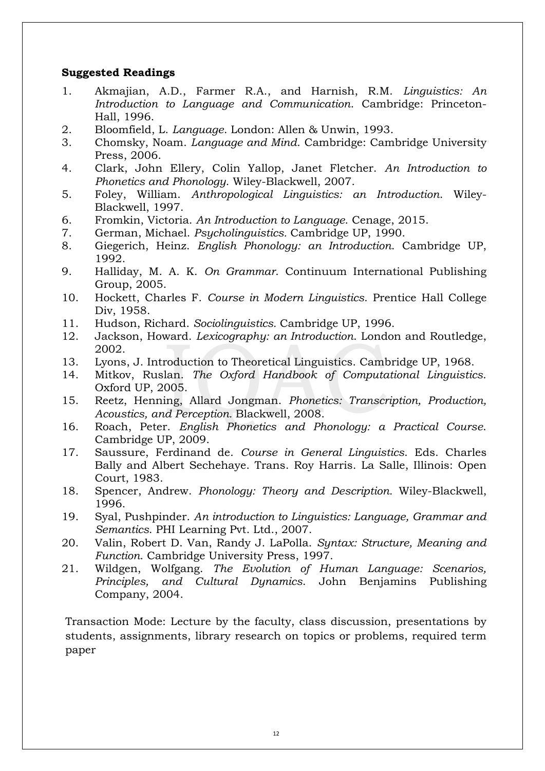**Suggested Readings**

1. Akmajian, A.D., Farmer R.A., and Harnish, R.M. *Linguistics: An Introduction to Language and Communication*. Cambridge: Princeton-Hall, 1996.
2. Bloomfield, L. *Language*. London: Allen & Unwin, 1993.
3. Chomsky, Noam. *Language and Mind*. Cambridge: Cambridge University Press, 2006.
4. Clark, John Ellery, Colin Yallop, Janet Fletcher. *An Introduction to Phonetics and Phonology*. Wiley-Blackwell, 2007.
5. Foley, William. *Anthropological Linguistics: an Introduction*. Wiley-Blackwell, 1997.
6. Fromkin, Victoria. *An Introduction to Language*. Cenage, 2015.
7. German, Michael. *Psycholinguistics*. Cambridge UP, 1990.
8. Giegerich, Heinz. *English Phonology: an Introduction*. Cambridge UP, 1992.
9. Halliday, M. A. K. *On Grammar*. Continuum International Publishing Group, 2005.
10. Hockett, Charles F. *Course in Modern Linguistics*. Prentice Hall College Div, 1958.
11. Hudson, Richard. *Sociolinguistics*. Cambridge UP, 1996.
12. Jackson, Howard. *Lexicography: an Introduction*. London and Routledge, 2002.
13. Lyons, J. Introduction to Theoretical Linguistics. Cambridge UP, 1968.
14. Mitkov, Ruslan. *The Oxford Handbook of Computational Linguistics*. Oxford UP, 2005.
15. Reetz, Henning, Allard Jongman. *Phonetics: Transcription, Production, Acoustics, and Perception*. Blackwell, 2008.
16. Roach, Peter. *English Phonetics and Phonology: a Practical Course*. Cambridge UP, 2009.
17. Saussure, Ferdinand de. *Course in General Linguistics*. Eds. Charles Bally and Albert Sechehaye. Trans. Roy Harris. La Salle, Illinois: Open Court, 1983.
18. Spencer, Andrew. *Phonology: Theory and Description*. Wiley-Blackwell, 1996.
19. Syal, Pushpinder. *An introduction to Linguistics: Language, Grammar and Semantics*. PHI Learning Pvt. Ltd., 2007.
20. Valin, Robert D. Van, Randy J. LaPolla. *Syntax: Structure, Meaning and Function*. Cambridge University Press, 1997.
21. Wildgen, Wolfgang. *The Evolution of Human Language: Scenarios, Principles, and Cultural Dynamics*. John Benjamins Publishing Company, 2004.

Transaction Mode: Lecture by the faculty, class discussion, presentations by students, assignments, library research on topics or problems, required term paper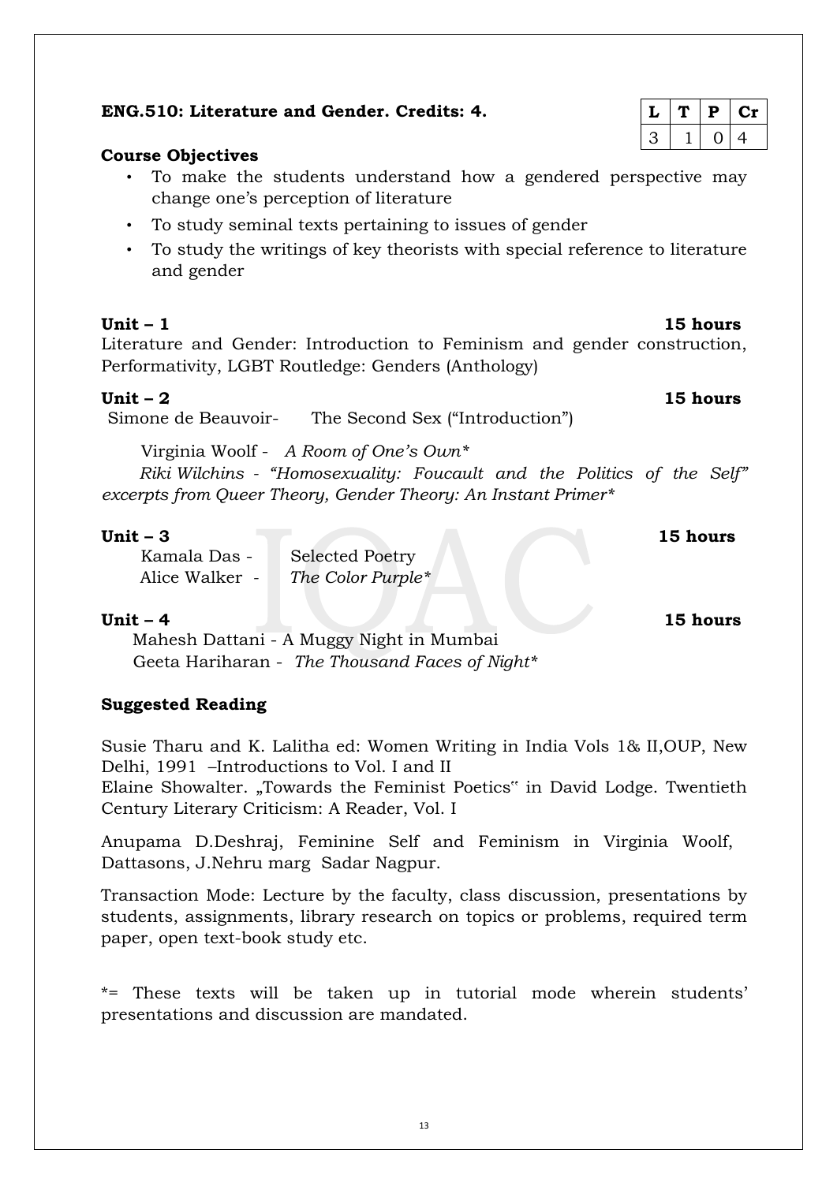**ENG.510: Literature and Gender. Credits: 4.**

| L | T | P | Cr |
|---|---|---|---|
| 3 | 1 | 0 | 4 |

**Course Objectives**

- To make the students understand how a gendered perspective may change one's perception of literature
- To study seminal texts pertaining to issues of gender
- To study the writings of key theorists with special reference to literature and gender

**Unit – 1** **15 hours**

Literature and Gender: Introduction to Feminism and gender construction, Performativity, LGBT Routledge: Genders (Anthology)

**Unit – 2** **15 hours**

Simone de Beauvoir- The Second Sex ("Introduction")

Virginia Woolf - *A Room of One's Own**

*Riki Wilchins - "Homosexuality: Foucault and the Politics of the Self" excerpts from Queer Theory, Gender Theory: An Instant Primer**

**Unit – 3** **15 hours**

Kamala Das - Selected Poetry

Alice Walker - *The Color Purple**

**Unit – 4** **15 hours**

Mahesh Dattani - A Muggy Night in Mumbai

Geeta Hariharan - *The Thousand Faces of Night**

**Suggested Reading**

Susie Tharu and K. Lalitha ed: Women Writing in India Vols 1& II,OUP, New Delhi, 1991 –Introductions to Vol. I and II

Elaine Showalter. „Towards the Feminist Poetics" in David Lodge. Twentieth Century Literary Criticism: A Reader, Vol. I

Anupama D.Deshraj, Feminine Self and Feminism in Virginia Woolf, Dattasons, J.Nehru marg Sadar Nagpur.

Transaction Mode: Lecture by the faculty, class discussion, presentations by students, assignments, library research on topics or problems, required term paper, open text-book study etc.

*= These texts will be taken up in tutorial mode wherein students' presentations and discussion are mandated.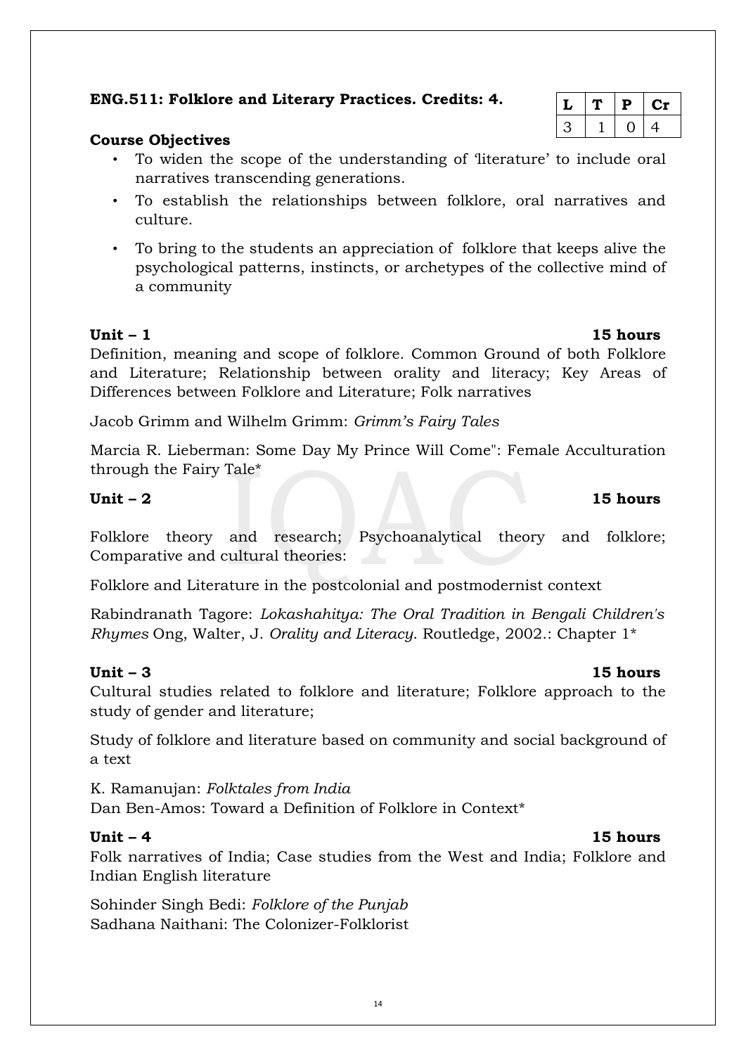**ENG.511: Folklore and Literary Practices. Credits: 4.**

| L | T | P | Cr |
|---|---|---|---|
| 3 | 1 | 0 | 4 |

**Course Objectives**

- To widen the scope of the understanding of 'literature' to include oral narratives transcending generations.
- To establish the relationships between folklore, oral narratives and culture.
- To bring to the students an appreciation of folklore that keeps alive the psychological patterns, instincts, or archetypes of the collective mind of a community

**Unit – 1** **15 hours**

Definition, meaning and scope of folklore. Common Ground of both Folklore and Literature; Relationship between orality and literacy; Key Areas of Differences between Folklore and Literature; Folk narratives

Jacob Grimm and Wilhelm Grimm: *Grimm's Fairy Tales*

Marcia R. Lieberman: Some Day My Prince Will Come": Female Acculturation through the Fairy Tale*

**Unit – 2** **15 hours**

Folklore theory and research; Psychoanalytical theory and folklore; Comparative and cultural theories:

Folklore and Literature in the postcolonial and postmodernist context

Rabindranath Tagore: *Lokashahitya: The Oral Tradition in Bengali Children's Rhymes* Ong, Walter, J. *Orality and Literacy*. Routledge, 2002.: Chapter 1*

**Unit – 3** **15 hours**

Cultural studies related to folklore and literature; Folklore approach to the study of gender and literature;

Study of folklore and literature based on community and social background of a text

K. Ramanujan: *Folktales from India*
Dan Ben-Amos: Toward a Definition of Folklore in Context*

**Unit – 4** **15 hours**

Folk narratives of India; Case studies from the West and India; Folklore and Indian English literature

Sohinder Singh Bedi: *Folklore of the Punjab*
Sadhana Naithani: The Colonizer-Folklorist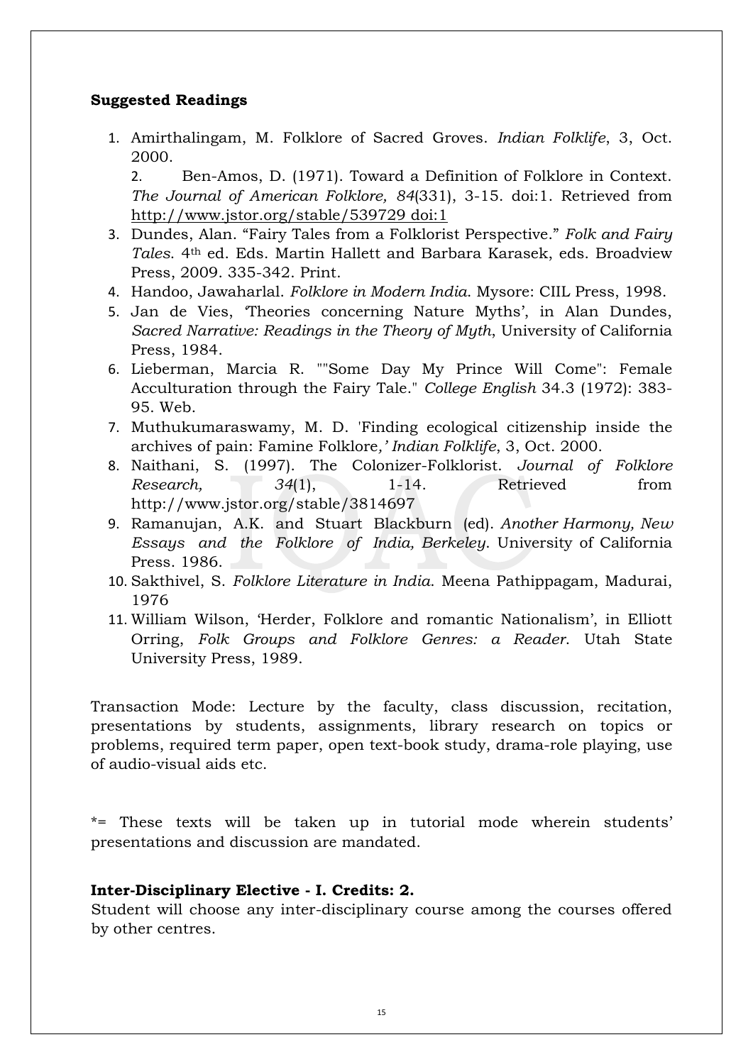**Suggested Readings**

1. Amirthalingam, M. Folklore of Sacred Groves. *Indian Folklife*, 3, Oct. 2000.
2. Ben-Amos, D. (1971). Toward a Definition of Folklore in Context. *The Journal of American Folklore, 84*(331), 3-15. doi:1. Retrieved from http://www.jstor.org/stable/539729 doi:1
3. Dundes, Alan. "Fairy Tales from a Folklorist Perspective." *Folk and Fairy Tales.* 4th ed. Eds. Martin Hallett and Barbara Karasek, eds. Broadview Press, 2009. 335-342. Print.
4. Handoo, Jawaharlal. *Folklore in Modern India*. Mysore: CIIL Press, 1998.
5. Jan de Vies, 'Theories concerning Nature Myths', in Alan Dundes, *Sacred Narrative: Readings in the Theory of Myth*, University of California Press, 1984.
6. Lieberman, Marcia R. ""Some Day My Prince Will Come": Female Acculturation through the Fairy Tale." *College English* 34.3 (1972): 383-95. Web.
7. Muthukumaraswamy, M. D. 'Finding ecological citizenship inside the archives of pain: Famine Folklore*,' Indian Folklife*, 3, Oct. 2000.
8. Naithani, S. (1997). The Colonizer-Folklorist. *Journal of Folklore Research, 34*(1), 1-14. Retrieved from http://www.jstor.org/stable/3814697
9. Ramanujan, A.K. and Stuart Blackburn (ed). *Another Harmony, New Essays and the Folklore of India, Berkeley*. University of California Press. 1986.
10. Sakthivel, S. *Folklore Literature in India*. Meena Pathippagam, Madurai, 1976
11. William Wilson, 'Herder, Folklore and romantic Nationalism', in Elliott Orring, *Folk Groups and Folklore Genres: a Reader*. Utah State University Press, 1989.

Transaction Mode: Lecture by the faculty, class discussion, recitation, presentations by students, assignments, library research on topics or problems, required term paper, open text-book study, drama-role playing, use of audio-visual aids etc.

*= These texts will be taken up in tutorial mode wherein students' presentations and discussion are mandated.

**Inter-Disciplinary Elective - I. Credits: 2.**

Student will choose any inter-disciplinary course among the courses offered by other centres.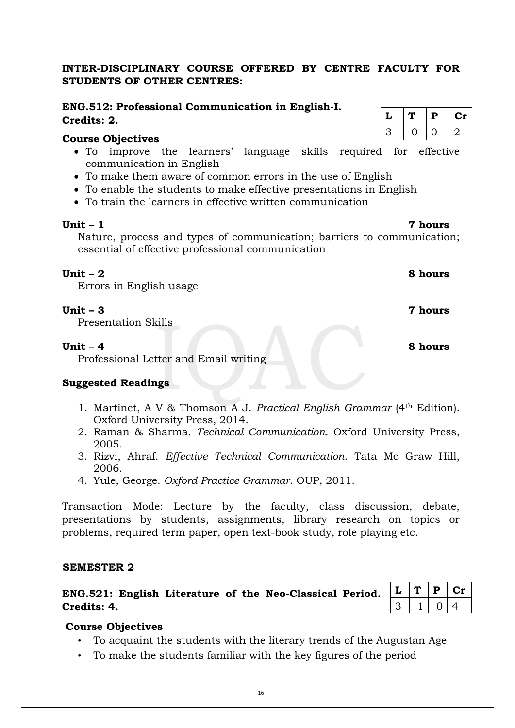**INTER-DISCIPLINARY COURSE OFFERED BY CENTRE FACULTY FOR STUDENTS OF OTHER CENTRES:**

**ENG.512: Professional Communication in English-I.**
**Credits: 2.**

| L | T | P | Cr |
|---|---|---|---|
| 3 | 0 | 0 | 2 |

**Course Objectives**

- To improve the learners' language skills required for effective communication in English
- To make them aware of common errors in the use of English
- To enable the students to make effective presentations in English
- To train the learners in effective written communication

**Unit – 1** **7 hours**

Nature, process and types of communication; barriers to communication; essential of effective professional communication

**Unit – 2** **8 hours**

Errors in English usage

**Unit – 3** **7 hours**

Presentation Skills

**Unit – 4** **8 hours**

Professional Letter and Email writing

**Suggested Readings**

1. Martinet, A V & Thomson A J. *Practical English Grammar* (4th Edition). Oxford University Press, 2014.
2. Raman & Sharma. *Technical Communication.* Oxford University Press, 2005.
3. Rizvi, Ahraf. *Effective Technical Communication.* Tata Mc Graw Hill, 2006.
4. Yule, George. *Oxford Practice Grammar.* OUP, 2011.

Transaction Mode: Lecture by the faculty, class discussion, debate, presentations by students, assignments, library research on topics or problems, required term paper, open text-book study, role playing etc.

**SEMESTER 2**

**ENG.521: English Literature of the Neo-Classical Period.**
**Credits: 4.**

| L | T | P | Cr |
|---|---|---|---|
| 3 | 1 | 0 | 4 |

**Course Objectives**

- To acquaint the students with the literary trends of the Augustan Age
- To make the students familiar with the key figures of the period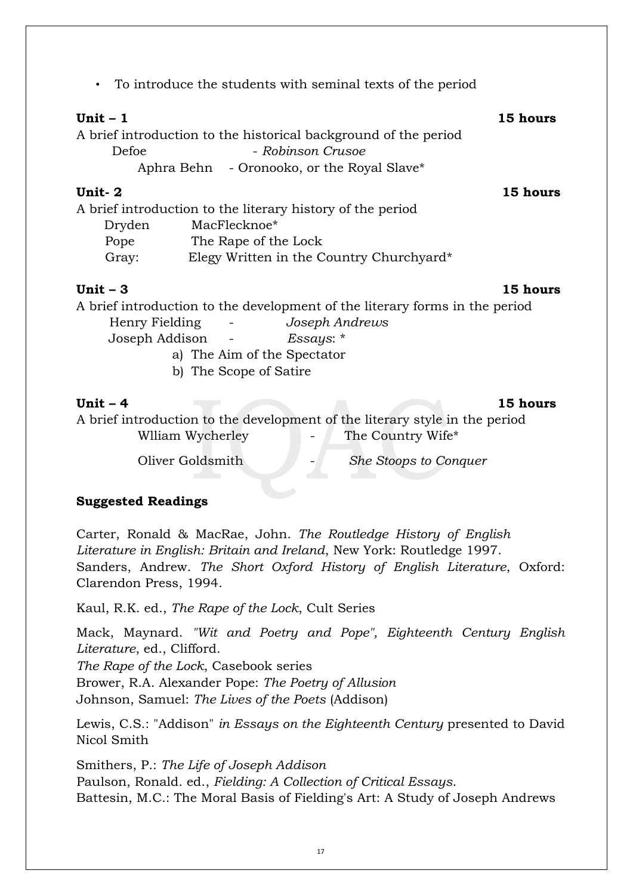- To introduce the students with seminal texts of the period

**Unit – 1** **15 hours**

A brief introduction to the historical background of the period

Defoe - *Robinson Crusoe*

Aphra Behn - Oronooko, or the Royal Slave*

**Unit- 2** **15 hours**

A brief introduction to the literary history of the period

Dryden MacFlecknoe*

Pope The Rape of the Lock

Gray: Elegy Written in the Country Churchyard*

**Unit – 3** **15 hours**

A brief introduction to the development of the literary forms in the period

Henry Fielding - *Joseph Andrews*

Joseph Addison - *Essays*: *

a) The Aim of the Spectator
b) The Scope of Satire

**Unit – 4** **15 hours**

A brief introduction to the development of the literary style in the period

Wlliam Wycherley - The Country Wife*

Oliver Goldsmith - *She Stoops to Conquer*

**Suggested Readings**

Carter, Ronald & MacRae, John. *The Routledge History of English Literature in English: Britain and Ireland*, New York: Routledge 1997.
Sanders, Andrew. *The Short Oxford History of English Literature*, Oxford: Clarendon Press, 1994.

Kaul, R.K. ed., *The Rape of the Lock*, Cult Series

Mack, Maynard. *"Wit and Poetry and Pope", Eighteenth Century English Literature*, ed., Clifford.
*The Rape of the Lock*, Casebook series
Brower, R.A. Alexander Pope: *The Poetry of Allusion*
Johnson, Samuel: *The Lives of the Poets* (Addison)

Lewis, C.S.: "Addison" *in Essays on the Eighteenth Century* presented to David Nicol Smith

Smithers, P.: *The Life of Joseph Addison*
Paulson, Ronald. ed., *Fielding: A Collection of Critical Essays*.
Battesin, M.C.: The Moral Basis of Fielding's Art: A Study of Joseph Andrews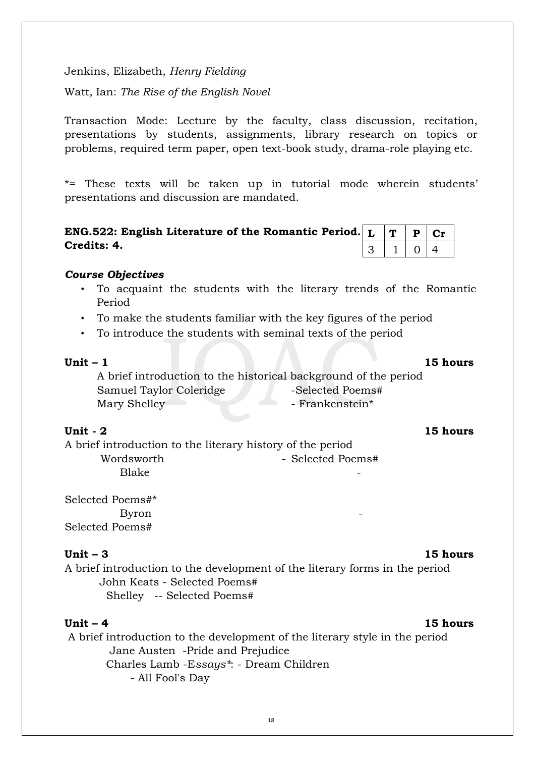Jenkins, Elizabeth, *Henry Fielding*

Watt, Ian: *The Rise of the English Novel*

Transaction Mode: Lecture by the faculty, class discussion, recitation, presentations by students, assignments, library research on topics or problems, required term paper, open text-book study, drama-role playing etc.

*= These texts will be taken up in tutorial mode wherein students' presentations and discussion are mandated.

**ENG.522: English Literature of the Romantic Period.**
**Credits: 4.**

| L | T | P | Cr |
|---|---|---|---|
| 3 | 1 | 0 | 4 |

***Course Objectives***

- To acquaint the students with the literary trends of the Romantic Period
- To make the students familiar with the key figures of the period
- To introduce the students with seminal texts of the period

**Unit – 1** **15 hours**

A brief introduction to the historical background of the period
Samuel Taylor Coleridge -Selected Poems#
Mary Shelley - Frankenstein*

**Unit - 2** **15 hours**

A brief introduction to the literary history of the period
Wordsworth - Selected Poems#
Blake -

Selected Poems#*
Byron -
Selected Poems#

**Unit – 3** **15 hours**

A brief introduction to the development of the literary forms in the period
John Keats - Selected Poems#
Shelley -- Selected Poems#

**Unit – 4** **15 hours**

A brief introduction to the development of the literary style in the period
Jane Austen -Pride and Prejudice
Charles Lamb -E*ssays**: - Dream Children
- All Fool's Day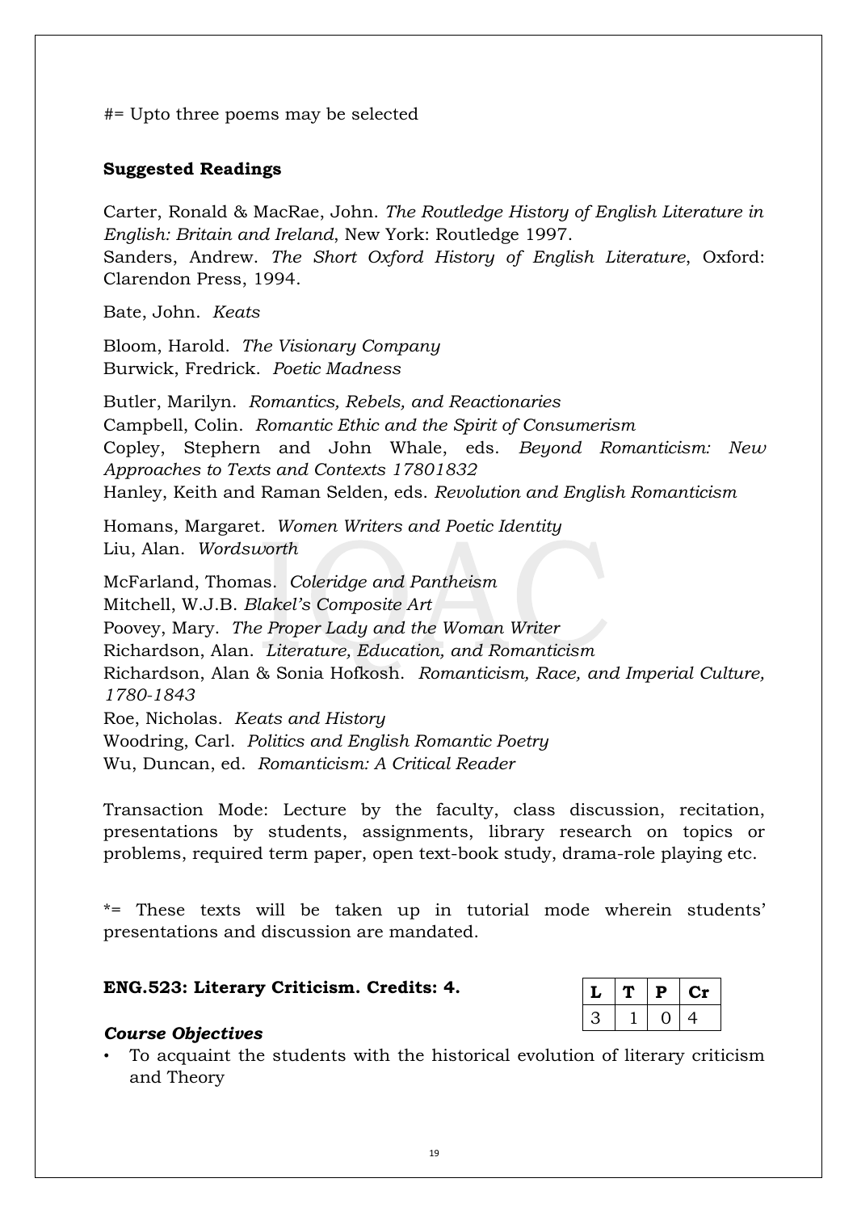#= Upto three poems may be selected

**Suggested Readings**

Carter, Ronald & MacRae, John. *The Routledge History of English Literature in English: Britain and Ireland*, New York: Routledge 1997.
Sanders, Andrew. *The Short Oxford History of English Literature*, Oxford: Clarendon Press, 1994.

Bate, John. *Keats*

Bloom, Harold. *The Visionary Company*
Burwick, Fredrick. *Poetic Madness*

Butler, Marilyn. *Romantics, Rebels, and Reactionaries*
Campbell, Colin. *Romantic Ethic and the Spirit of Consumerism*
Copley, Stephern and John Whale, eds. *Beyond Romanticism: New Approaches to Texts and Contexts 17801832*
Hanley, Keith and Raman Selden, eds. *Revolution and English Romanticism*

Homans, Margaret. *Women Writers and Poetic Identity*
Liu, Alan. *Wordsworth*

McFarland, Thomas. *Coleridge and Pantheism*
Mitchell, W.J.B. *Blakel's Composite Art*
Poovey, Mary. *The Proper Lady and the Woman Writer*
Richardson, Alan. *Literature, Education, and Romanticism*
Richardson, Alan & Sonia Hofkosh. *Romanticism, Race, and Imperial Culture, 1780-1843*
Roe, Nicholas. *Keats and History*
Woodring, Carl. *Politics and English Romantic Poetry*
Wu, Duncan, ed. *Romanticism: A Critical Reader*

Transaction Mode: Lecture by the faculty, class discussion, recitation, presentations by students, assignments, library research on topics or problems, required term paper, open text-book study, drama-role playing etc.

*= These texts will be taken up in tutorial mode wherein students' presentations and discussion are mandated.

**ENG.523: Literary Criticism. Credits: 4.**

| L | T | P | Cr |
|---|---|---|---|
| 3 | 1 | 0 | 4 |

***Course Objectives***

- To acquaint the students with the historical evolution of literary criticism and Theory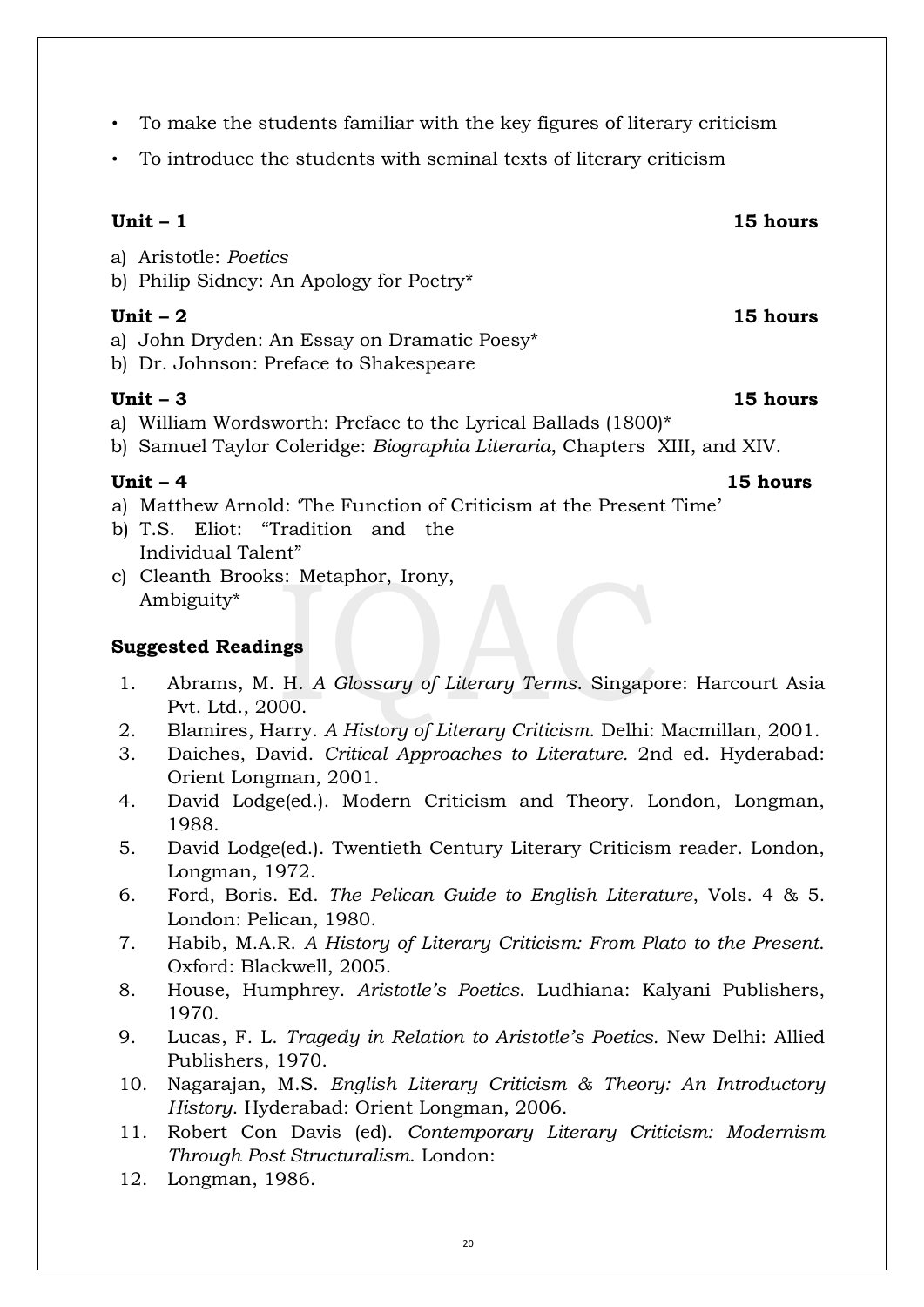- To make the students familiar with the key figures of literary criticism
- To introduce the students with seminal texts of literary criticism

**Unit – 1** **15 hours**

a) Aristotle: *Poetics*
b) Philip Sidney: An Apology for Poetry*

**Unit – 2** **15 hours**

a) John Dryden: An Essay on Dramatic Poesy*
b) Dr. Johnson: Preface to Shakespeare

**Unit – 3** **15 hours**

a) William Wordsworth: Preface to the Lyrical Ballads (1800)*
b) Samuel Taylor Coleridge: *Biographia Literaria*, Chapters XIII, and XIV.

**Unit – 4** **15 hours**

a) Matthew Arnold: 'The Function of Criticism at the Present Time'
b) T.S. Eliot: "Tradition and the Individual Talent"
c) Cleanth Brooks: Metaphor, Irony, Ambiguity*

**Suggested Readings**

1. Abrams, M. H. *A Glossary of Literary Terms*. Singapore: Harcourt Asia Pvt. Ltd., 2000.
2. Blamires, Harry. *A History of Literary Criticism*. Delhi: Macmillan, 2001.
3. Daiches, David. *Critical Approaches to Literature.* 2nd ed. Hyderabad: Orient Longman, 2001.
4. David Lodge(ed.). Modern Criticism and Theory. London, Longman, 1988.
5. David Lodge(ed.). Twentieth Century Literary Criticism reader. London, Longman, 1972.
6. Ford, Boris. Ed. *The Pelican Guide to English Literature*, Vols. 4 & 5. London: Pelican, 1980.
7. Habib, M.A.R. *A History of Literary Criticism: From Plato to the Present*. Oxford: Blackwell, 2005.
8. House, Humphrey. *Aristotle's Poetics*. Ludhiana: Kalyani Publishers, 1970.
9. Lucas, F. L. *Tragedy in Relation to Aristotle's Poetics*. New Delhi: Allied Publishers, 1970.
10. Nagarajan, M.S. *English Literary Criticism & Theory: An Introductory History*. Hyderabad: Orient Longman, 2006.
11. Robert Con Davis (ed). *Contemporary Literary Criticism: Modernism Through Post Structuralism*. London:
12. Longman, 1986.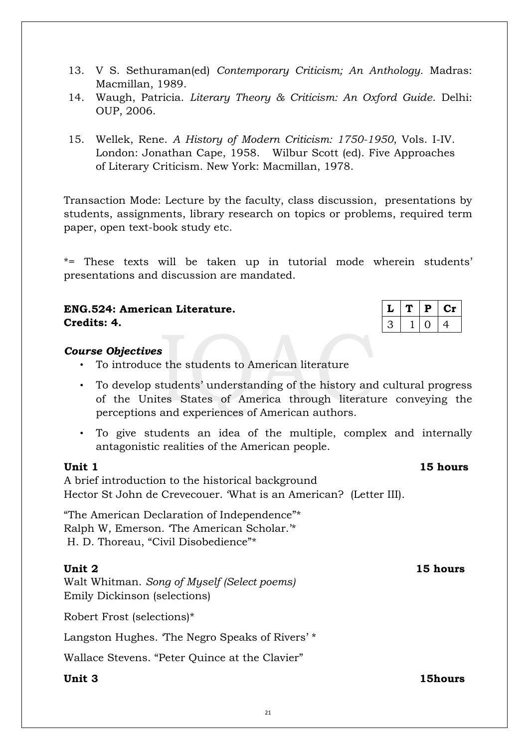13. V S. Sethuraman(ed) *Contemporary Criticism; An Anthology*. Madras: Macmillan, 1989.
14. Waugh, Patricia. *Literary Theory & Criticism: An Oxford Guide*. Delhi: OUP, 2006.
15. Wellek, Rene. *A History of Modern Criticism: 1750-1950*, Vols. I-IV. London: Jonathan Cape, 1958. Wilbur Scott (ed). Five Approaches of Literary Criticism. New York: Macmillan, 1978.

Transaction Mode: Lecture by the faculty, class discussion, presentations by students, assignments, library research on topics or problems, required term paper, open text-book study etc.

*= These texts will be taken up in tutorial mode wherein students' presentations and discussion are mandated.

**ENG.524: American Literature.**
**Credits: 4.**

| L | T | P | Cr |
|---|---|---|---|
| 3 | 1 | 0 | 4 |

***Course Objectives***

- To introduce the students to American literature
- To develop students' understanding of the history and cultural progress of the Unites States of America through literature conveying the perceptions and experiences of American authors.
- To give students an idea of the multiple, complex and internally antagonistic realities of the American people.

**Unit 1** **15 hours**

A brief introduction to the historical background
Hector St John de Crevecouer. 'What is an American? (Letter III).

"The American Declaration of Independence"*
Ralph W, Emerson. 'The American Scholar.'*
H. D. Thoreau, "Civil Disobedience"*

**Unit 2** **15 hours**

Walt Whitman. *Song of Myself (Select poems)*
Emily Dickinson (selections)

Robert Frost (selections)*

Langston Hughes. 'The Negro Speaks of Rivers' *

Wallace Stevens. "Peter Quince at the Clavier"

**Unit 3** **15hours**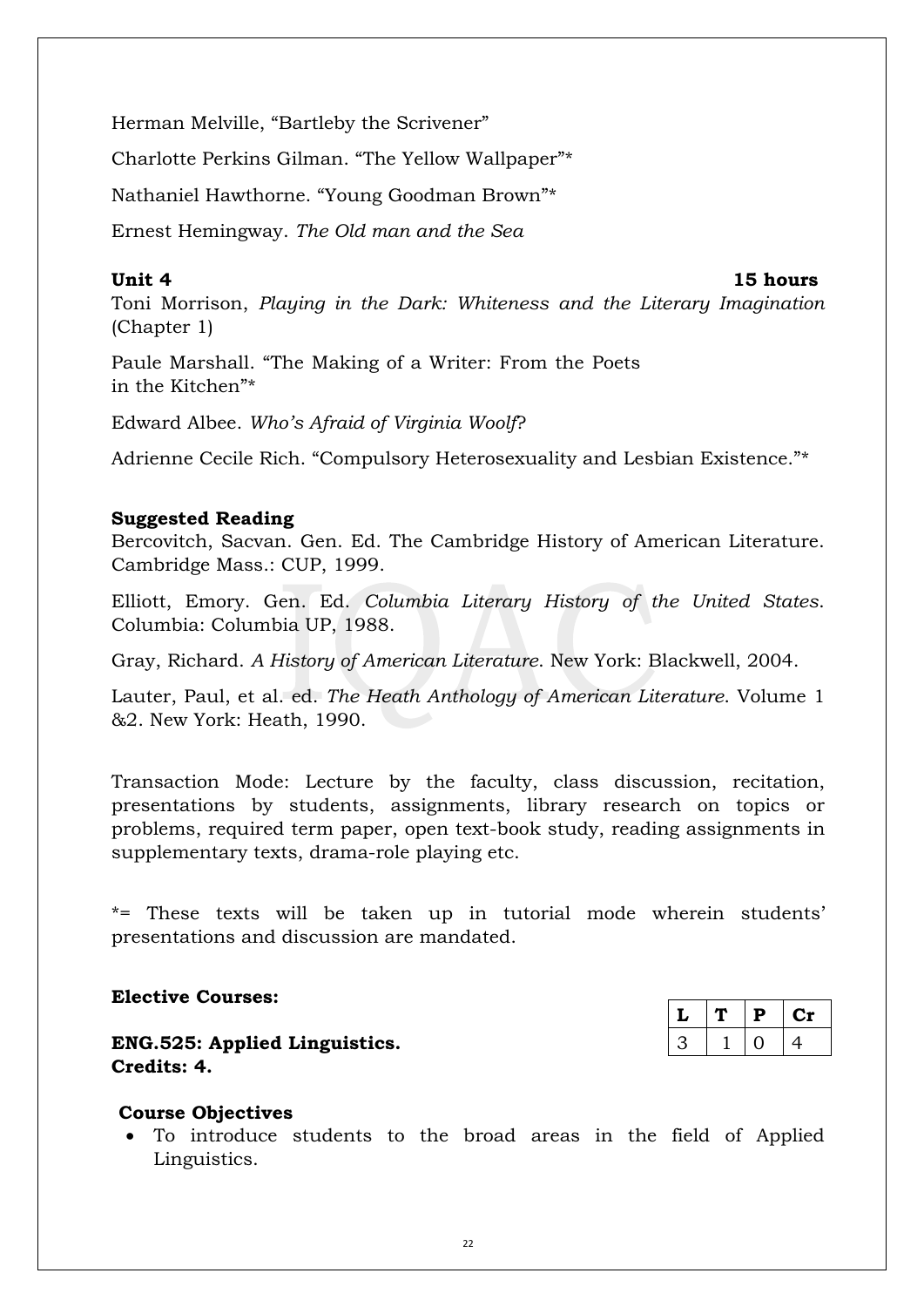Herman Melville, "Bartleby the Scrivener"

Charlotte Perkins Gilman. "The Yellow Wallpaper"*

Nathaniel Hawthorne. "Young Goodman Brown"*

Ernest Hemingway. *The Old man and the Sea*

**Unit 4** **15 hours**

Toni Morrison, *Playing in the Dark: Whiteness and the Literary Imagination* (Chapter 1)

Paule Marshall. "The Making of a Writer: From the Poets in the Kitchen"*

Edward Albee. *Who's Afraid of Virginia Woolf*?

Adrienne Cecile Rich. "Compulsory Heterosexuality and Lesbian Existence."*

**Suggested Reading**

Bercovitch, Sacvan. Gen. Ed. The Cambridge History of American Literature. Cambridge Mass.: CUP, 1999.

Elliott, Emory. Gen. Ed. *Columbia Literary History of the United States*. Columbia: Columbia UP, 1988.

Gray, Richard. *A History of American Literature*. New York: Blackwell, 2004.

Lauter, Paul, et al. ed. *The Heath Anthology of American Literature*. Volume 1 &2. New York: Heath, 1990.

Transaction Mode: Lecture by the faculty, class discussion, recitation, presentations by students, assignments, library research on topics or problems, required term paper, open text-book study, reading assignments in supplementary texts, drama-role playing etc.

*= These texts will be taken up in tutorial mode wherein students' presentations and discussion are mandated.

**Elective Courses:**

**ENG.525: Applied Linguistics.**
**Credits: 4.**

| L | T | P | Cr |
|---|---|---|---|
| 3 | 1 | 0 | 4 |

**Course Objectives**

- To introduce students to the broad areas in the field of Applied Linguistics.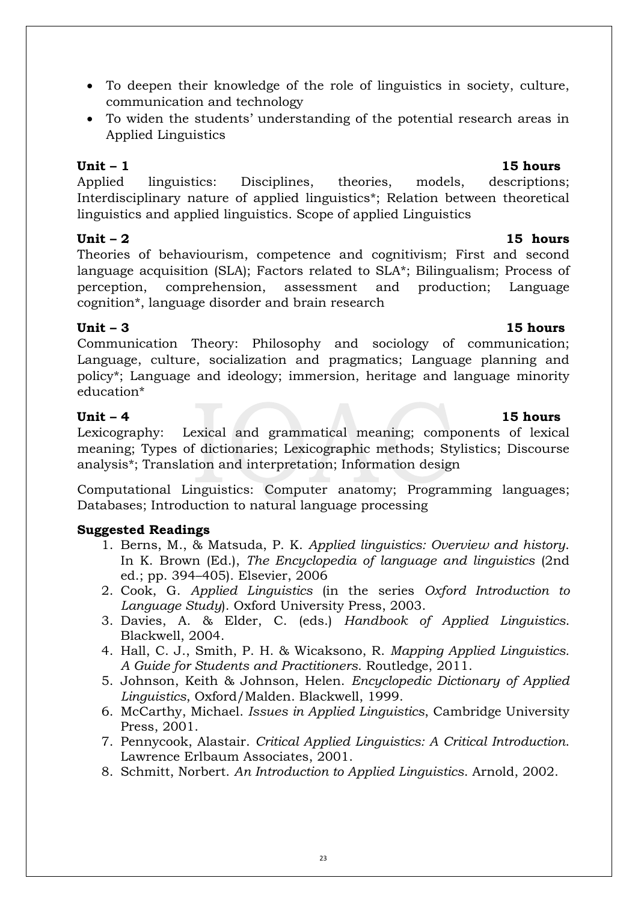- To deepen their knowledge of the role of linguistics in society, culture, communication and technology
- To widen the students' understanding of the potential research areas in Applied Linguistics

**Unit – 1** **15 hours**

Applied linguistics: Disciplines, theories, models, descriptions; Interdisciplinary nature of applied linguistics*; Relation between theoretical linguistics and applied linguistics. Scope of applied Linguistics

**Unit – 2** **15 hours**

Theories of behaviourism, competence and cognitivism; First and second language acquisition (SLA); Factors related to SLA*; Bilingualism; Process of perception, comprehension, assessment and production; Language cognition*, language disorder and brain research

**Unit – 3** **15 hours**

Communication Theory: Philosophy and sociology of communication; Language, culture, socialization and pragmatics; Language planning and policy*; Language and ideology; immersion, heritage and language minority education*

**Unit – 4** **15 hours**

Lexicography: Lexical and grammatical meaning; components of lexical meaning; Types of dictionaries; Lexicographic methods; Stylistics; Discourse analysis*; Translation and interpretation; Information design

Computational Linguistics: Computer anatomy; Programming languages; Databases; Introduction to natural language processing

**Suggested Readings**

1. Berns, M., & Matsuda, P. K. *Applied linguistics: Overview and history*. In K. Brown (Ed.), *The Encyclopedia of language and linguistics* (2nd ed.; pp. 394–405). Elsevier, 2006
2. Cook, G. *Applied Linguistics* (in the series *Oxford Introduction to Language Study*). Oxford University Press, 2003.
3. Davies, A. & Elder, C. (eds.) *Handbook of Applied Linguistics*. Blackwell, 2004.
4. Hall, C. J., Smith, P. H. & Wicaksono, R. *Mapping Applied Linguistics. A Guide for Students and Practitioners*. Routledge, 2011.
5. Johnson, Keith & Johnson, Helen. *Encyclopedic Dictionary of Applied Linguistics*, Oxford/Malden. Blackwell, 1999.
6. McCarthy, Michael. *Issues in Applied Linguistics*, Cambridge University Press, 2001.
7. Pennycook, Alastair. *Critical Applied Linguistics: A Critical Introduction*. Lawrence Erlbaum Associates, 2001.
8. Schmitt, Norbert. *An Introduction to Applied Linguistics*. Arnold, 2002.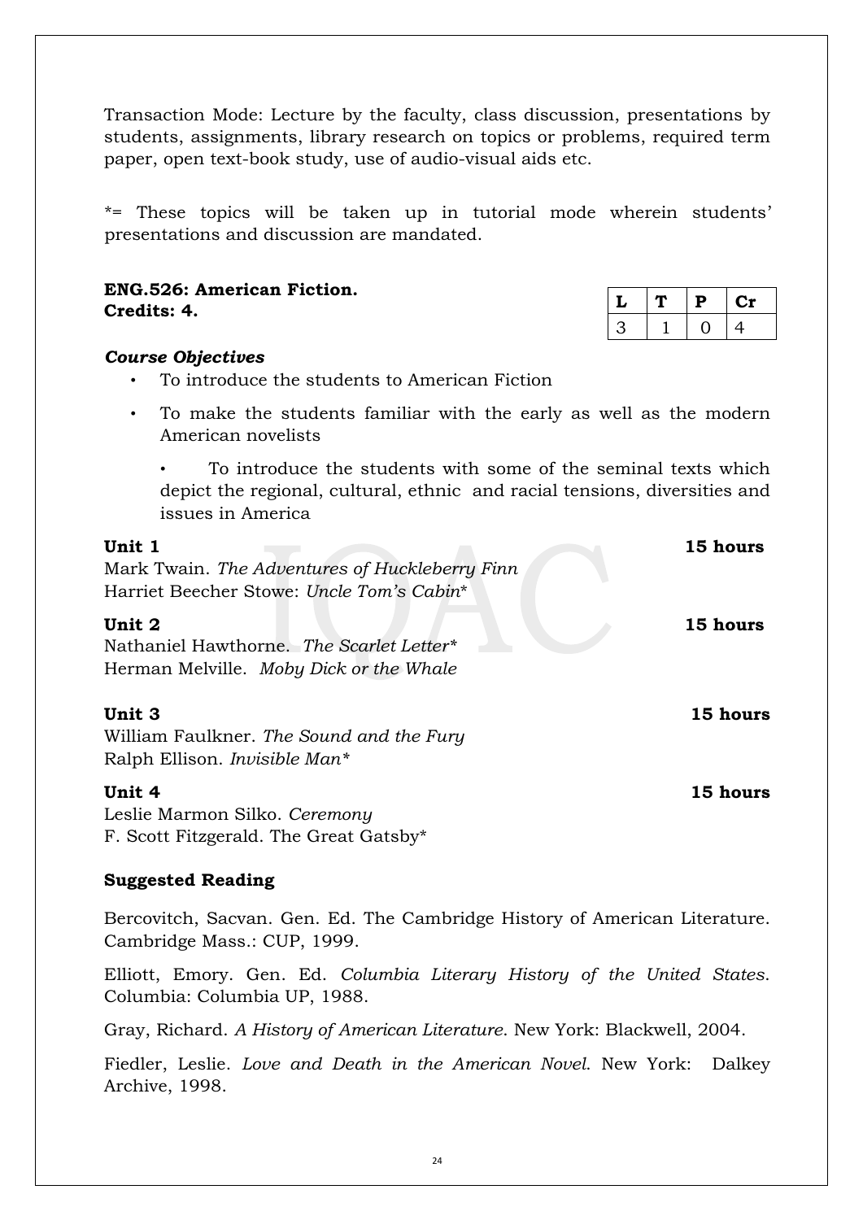Transaction Mode: Lecture by the faculty, class discussion, presentations by students, assignments, library research on topics or problems, required term paper, open text-book study, use of audio-visual aids etc.

*= These topics will be taken up in tutorial mode wherein students' presentations and discussion are mandated.

**ENG.526: American Fiction.**
**Credits: 4.**

| L | T | P | Cr |
|---|---|---|---|
| 3 | 1 | 0 | 4 |

***Course Objectives***

- To introduce the students to American Fiction
- To make the students familiar with the early as well as the modern American novelists
- To introduce the students with some of the seminal texts which depict the regional, cultural, ethnic and racial tensions, diversities and issues in America

**Unit 1** **15 hours**

Mark Twain. *The Adventures of Huckleberry Finn*
Harriet Beecher Stowe: *Uncle Tom's Cabin**

**Unit 2** **15 hours**

Nathaniel Hawthorne. *The Scarlet Letter**
Herman Melville. *Moby Dick or the Whale*

**Unit 3** **15 hours**

William Faulkner. *The Sound and the Fury*
Ralph Ellison. *Invisible Man**

**Unit 4** **15 hours**

Leslie Marmon Silko. *Ceremony*
F. Scott Fitzgerald. The Great Gatsby*

**Suggested Reading**

Bercovitch, Sacvan. Gen. Ed. The Cambridge History of American Literature. Cambridge Mass.: CUP, 1999.

Elliott, Emory. Gen. Ed. *Columbia Literary History of the United States*. Columbia: Columbia UP, 1988.

Gray, Richard. *A History of American Literature*. New York: Blackwell, 2004.

Fiedler, Leslie. *Love and Death in the American Novel*. New York: Dalkey Archive, 1998.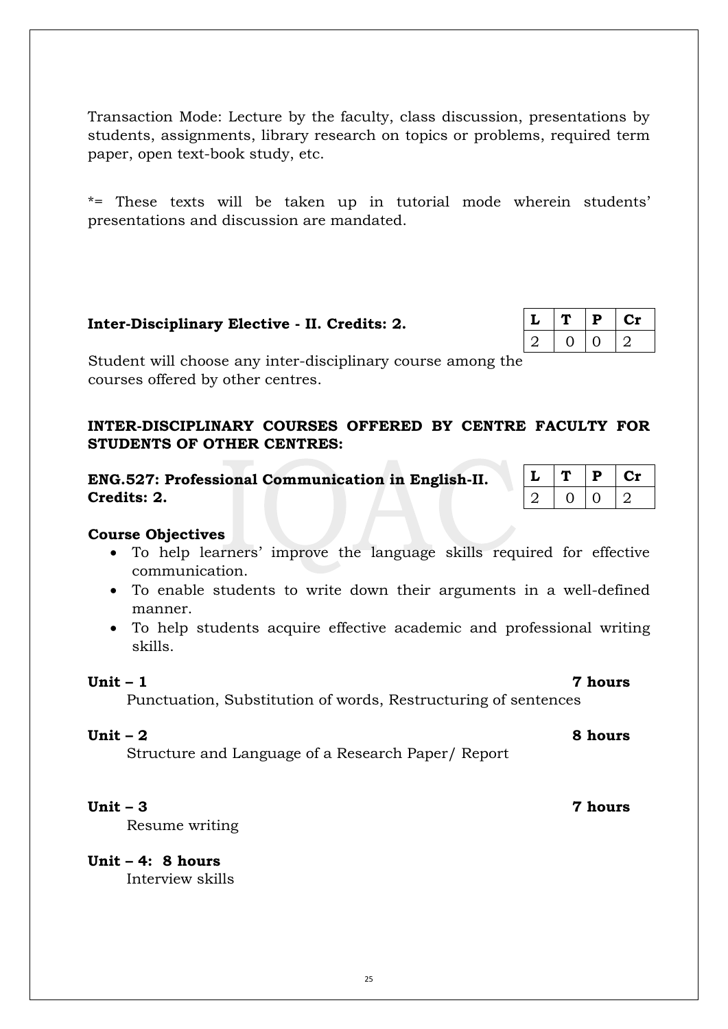Transaction Mode: Lecture by the faculty, class discussion, presentations by students, assignments, library research on topics or problems, required term paper, open text-book study, etc.

*= These texts will be taken up in tutorial mode wherein students' presentations and discussion are mandated.

**Inter-Disciplinary Elective - II. Credits: 2.**

| L | T | P | Cr |
|---|---|---|---|
| 2 | 0 | 0 | 2 |

Student will choose any inter-disciplinary course among the courses offered by other centres.

**INTER-DISCIPLINARY COURSES OFFERED BY CENTRE FACULTY FOR STUDENTS OF OTHER CENTRES:**

**ENG.527: Professional Communication in English-II. Credits: 2.**

| L | T | P | Cr |
|---|---|---|---|
| 2 | 0 | 0 | 2 |

**Course Objectives**

- To help learners' improve the language skills required for effective communication.
- To enable students to write down their arguments in a well-defined manner.
- To help students acquire effective academic and professional writing skills.

**Unit – 1** **7 hours**

Punctuation, Substitution of words, Restructuring of sentences

**Unit – 2** **8 hours**

Structure and Language of a Research Paper/ Report

**Unit – 3** **7 hours**

Resume writing

**Unit – 4: 8 hours**

Interview skills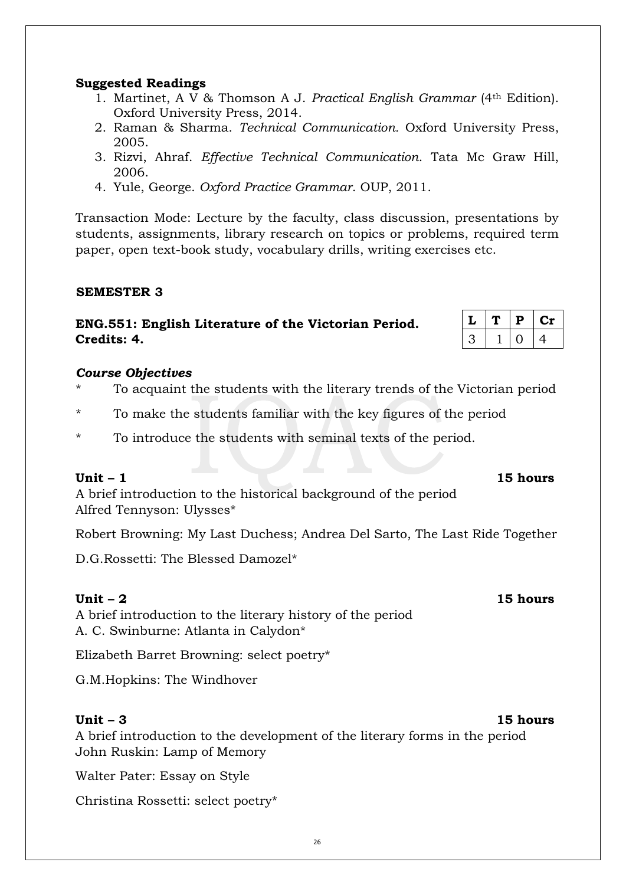**Suggested Readings**

1. Martinet, A V & Thomson A J. *Practical English Grammar* (4th Edition). Oxford University Press, 2014.
2. Raman & Sharma. *Technical Communication.* Oxford University Press, 2005.
3. Rizvi, Ahraf. *Effective Technical Communication.* Tata Mc Graw Hill, 2006.
4. Yule, George. *Oxford Practice Grammar.* OUP, 2011.

Transaction Mode: Lecture by the faculty, class discussion, presentations by students, assignments, library research on topics or problems, required term paper, open text-book study, vocabulary drills, writing exercises etc.

## SEMESTER 3

### ENG.551: English Literature of the Victorian Period. Credits: 4.

| L | T | P | Cr |
|---|---|---|---|
| 3 | 1 | 0 | 4 |

***Course Objectives***

* To acquaint the students with the literary trends of the Victorian period
* To make the students familiar with the key figures of the period
* To introduce the students with seminal texts of the period.

**Unit – 1** **15 hours**

A brief introduction to the historical background of the period
Alfred Tennyson: Ulysses*

Robert Browning: My Last Duchess; Andrea Del Sarto, The Last Ride Together

D.G.Rossetti: The Blessed Damozel*

**Unit – 2** **15 hours**

A brief introduction to the literary history of the period
A. C. Swinburne: Atlanta in Calydon*

Elizabeth Barret Browning: select poetry*

G.M.Hopkins: The Windhover

**Unit – 3** **15 hours**

A brief introduction to the development of the literary forms in the period
John Ruskin: Lamp of Memory

Walter Pater: Essay on Style

Christina Rossetti: select poetry*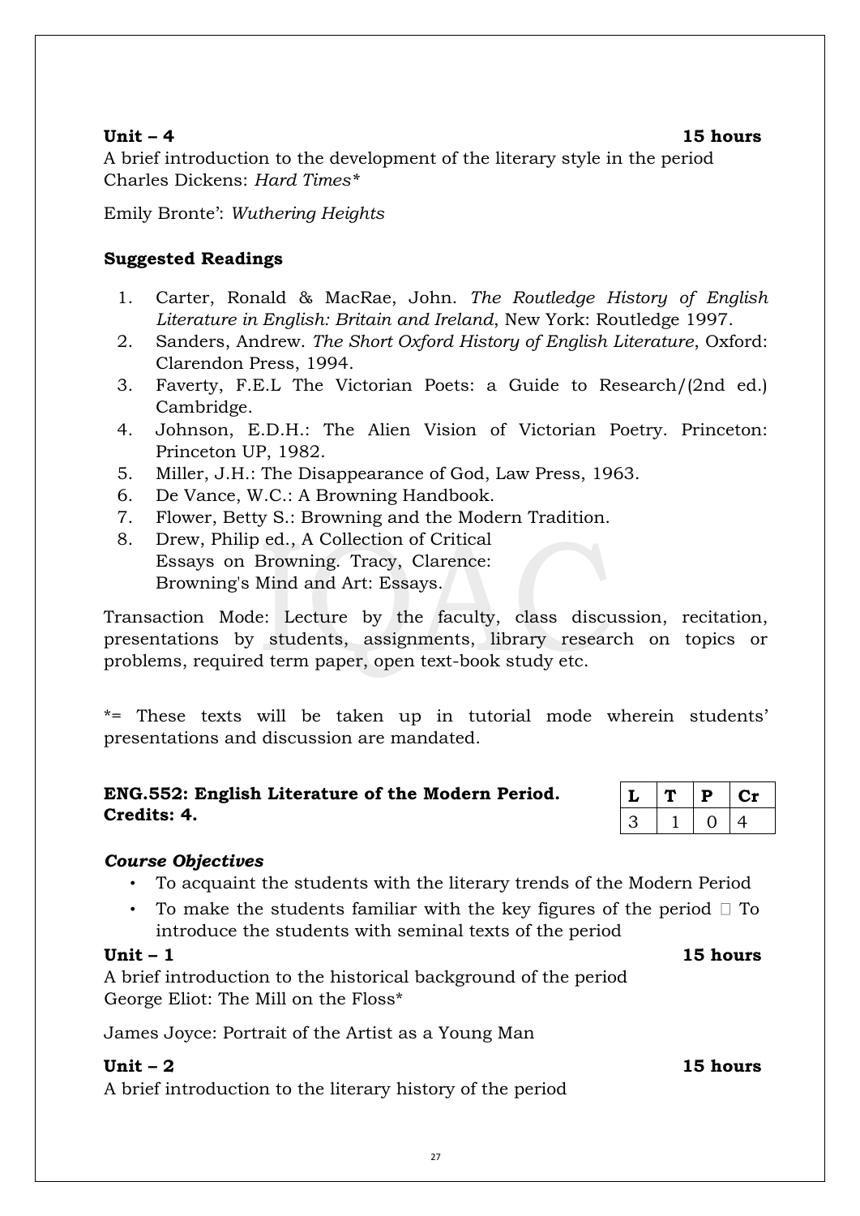**Unit – 4** **15 hours**

A brief introduction to the development of the literary style in the period
Charles Dickens: *Hard Times**

Emily Bronte': *Wuthering Heights*

**Suggested Readings**

1. Carter, Ronald & MacRae, John. *The Routledge History of English Literature in English: Britain and Ireland*, New York: Routledge 1997.
2. Sanders, Andrew. *The Short Oxford History of English Literature*, Oxford: Clarendon Press, 1994.
3. Faverty, F.E.L The Victorian Poets: a Guide to Research/(2nd ed.) Cambridge.
4. Johnson, E.D.H.: The Alien Vision of Victorian Poetry. Princeton: Princeton UP, 1982.
5. Miller, J.H.: The Disappearance of God, Law Press, 1963.
6. De Vance, W.C.: A Browning Handbook.
7. Flower, Betty S.: Browning and the Modern Tradition.
8. Drew, Philip ed., A Collection of Critical Essays on Browning. Tracy, Clarence: Browning's Mind and Art: Essays.

Transaction Mode: Lecture by the faculty, class discussion, recitation, presentations by students, assignments, library research on topics or problems, required term paper, open text-book study etc.

*= These texts will be taken up in tutorial mode wherein students' presentations and discussion are mandated.

**ENG.552: English Literature of the Modern Period.**
**Credits: 4.**

| L | T | P | Cr |
|---|---|---|---|
| 3 | 1 | 0 | 4 |

***Course Objectives***

- To acquaint the students with the literary trends of the Modern Period
- To make the students familiar with the key figures of the period  To introduce the students with seminal texts of the period

**Unit – 1** **15 hours**

A brief introduction to the historical background of the period
George Eliot: The Mill on the Floss*

James Joyce: Portrait of the Artist as a Young Man

**Unit – 2** **15 hours**

A brief introduction to the literary history of the period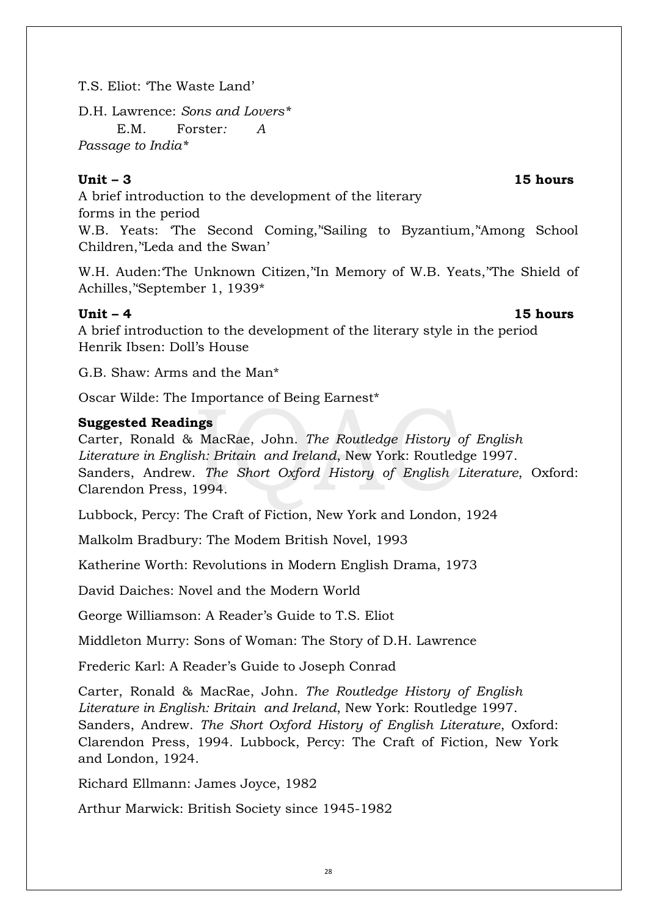T.S. Eliot: 'The Waste Land'

D.H. Lawrence: *Sons and Lovers**

E.M. Forster*: A Passage to India**

**Unit – 3** **15 hours**

A brief introduction to the development of the literary forms in the period

W.B. Yeats: 'The Second Coming,''Sailing to Byzantium,''Among School Children,''Leda and the Swan'

W.H. Auden:'The Unknown Citizen,''In Memory of W.B. Yeats,''The Shield of Achilles,''September 1, 1939*

**Unit – 4** **15 hours**

A brief introduction to the development of the literary style in the period

Henrik Ibsen: Doll's House

G.B. Shaw: Arms and the Man*

Oscar Wilde: The Importance of Being Earnest*

**Suggested Readings**

Carter, Ronald & MacRae, John. *The Routledge History of English Literature in English: Britain and Ireland*, New York: Routledge 1997.

Sanders, Andrew. *The Short Oxford History of English Literature*, Oxford: Clarendon Press, 1994.

Lubbock, Percy: The Craft of Fiction, New York and London, 1924

Malkolm Bradbury: The Modem British Novel, 1993

Katherine Worth: Revolutions in Modern English Drama, 1973

David Daiches: Novel and the Modern World

George Williamson: A Reader's Guide to T.S. Eliot

Middleton Murry: Sons of Woman: The Story of D.H. Lawrence

Frederic Karl: A Reader's Guide to Joseph Conrad

Carter, Ronald & MacRae, John. *The Routledge History of English Literature in English: Britain and Ireland*, New York: Routledge 1997.

Sanders, Andrew. *The Short Oxford History of English Literature*, Oxford: Clarendon Press, 1994. Lubbock, Percy: The Craft of Fiction, New York and London, 1924.

Richard Ellmann: James Joyce, 1982

Arthur Marwick: British Society since 1945-1982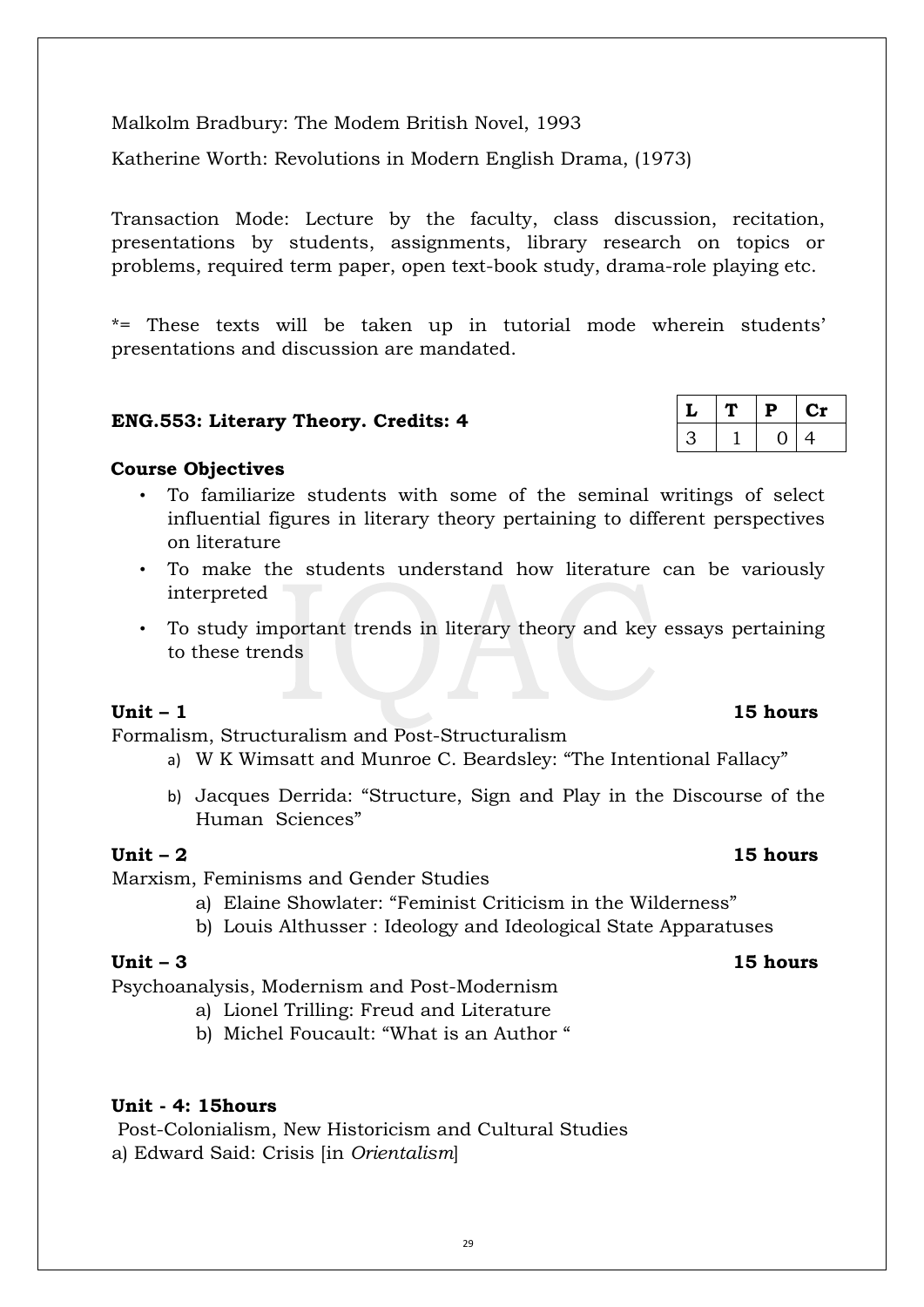Malkolm Bradbury: The Modem British Novel, 1993

Katherine Worth: Revolutions in Modern English Drama, (1973)

Transaction Mode: Lecture by the faculty, class discussion, recitation, presentations by students, assignments, library research on topics or problems, required term paper, open text-book study, drama-role playing etc.

*= These texts will be taken up in tutorial mode wherein students' presentations and discussion are mandated.

**ENG.553: Literary Theory. Credits: 4**

| L | T | P | Cr |
|---|---|---|---|
| 3 | 1 | 0 | 4 |

**Course Objectives**

- To familiarize students with some of the seminal writings of select influential figures in literary theory pertaining to different perspectives on literature
- To make the students understand how literature can be variously interpreted
- To study important trends in literary theory and key essays pertaining to these trends

**Unit – 1** **15 hours**

Formalism, Structuralism and Post-Structuralism

a) W K Wimsatt and Munroe C. Beardsley: "The Intentional Fallacy"

b) Jacques Derrida: "Structure, Sign and Play in the Discourse of the Human Sciences"

**Unit – 2** **15 hours**

Marxism, Feminisms and Gender Studies

a) Elaine Showlater: "Feminist Criticism in the Wilderness"

b) Louis Althusser : Ideology and Ideological State Apparatuses

**Unit – 3** **15 hours**

Psychoanalysis, Modernism and Post-Modernism

a) Lionel Trilling: Freud and Literature

b) Michel Foucault: "What is an Author "

**Unit - 4: 15hours**

Post-Colonialism, New Historicism and Cultural Studies

a) Edward Said: Crisis [in *Orientalism*]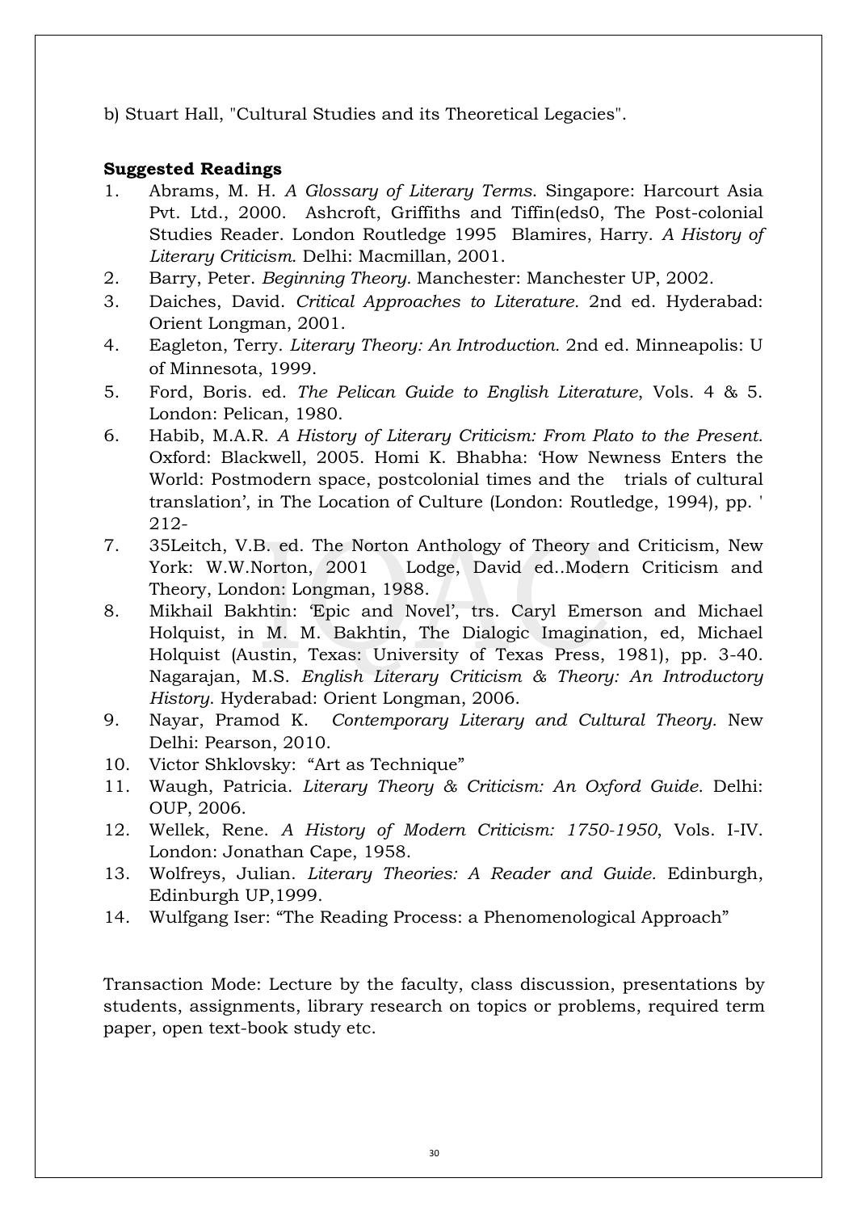b) Stuart Hall, "Cultural Studies and its Theoretical Legacies".

**Suggested Readings**

1. Abrams, M. H. *A Glossary of Literary Terms*. Singapore: Harcourt Asia Pvt. Ltd., 2000. Ashcroft, Griffiths and Tiffin(eds0, The Post-colonial Studies Reader. London Routledge 1995 Blamires, Harry. *A History of Literary Criticism*. Delhi: Macmillan, 2001.
2. Barry, Peter. *Beginning Theory*. Manchester: Manchester UP, 2002.
3. Daiches, David. *Critical Approaches to Literature*. 2nd ed. Hyderabad: Orient Longman, 2001.
4. Eagleton, Terry. *Literary Theory: An Introduction*. 2nd ed. Minneapolis: U of Minnesota, 1999.
5. Ford, Boris. ed. *The Pelican Guide to English Literature*, Vols. 4 & 5. London: Pelican, 1980.
6. Habib, M.A.R. *A History of Literary Criticism: From Plato to the Present*. Oxford: Blackwell, 2005. Homi K. Bhabha: 'How Newness Enters the World: Postmodern space, postcolonial times and the trials of cultural translation', in The Location of Culture (London: Routledge, 1994), pp. ' 212-
7. 35Leitch, V.B. ed. The Norton Anthology of Theory and Criticism, New York: W.W.Norton, 2001 Lodge, David ed..Modern Criticism and Theory, London: Longman, 1988.
8. Mikhail Bakhtin: 'Epic and Novel', trs. Caryl Emerson and Michael Holquist, in M. M. Bakhtin, The Dialogic Imagination, ed, Michael Holquist (Austin, Texas: University of Texas Press, 1981), pp. 3-40. Nagarajan, M.S. *English Literary Criticism & Theory: An Introductory History*. Hyderabad: Orient Longman, 2006.
9. Nayar, Pramod K. *Contemporary Literary and Cultural Theory*. New Delhi: Pearson, 2010.
10. Victor Shklovsky: "Art as Technique"
11. Waugh, Patricia. *Literary Theory & Criticism: An Oxford Guide*. Delhi: OUP, 2006.
12. Wellek, Rene. *A History of Modern Criticism: 1750-1950*, Vols. I-IV. London: Jonathan Cape, 1958.
13. Wolfreys, Julian. *Literary Theories: A Reader and Guide*. Edinburgh, Edinburgh UP,1999.
14. Wulfgang Iser: "The Reading Process: a Phenomenological Approach"

Transaction Mode: Lecture by the faculty, class discussion, presentations by students, assignments, library research on topics or problems, required term paper, open text-book study etc.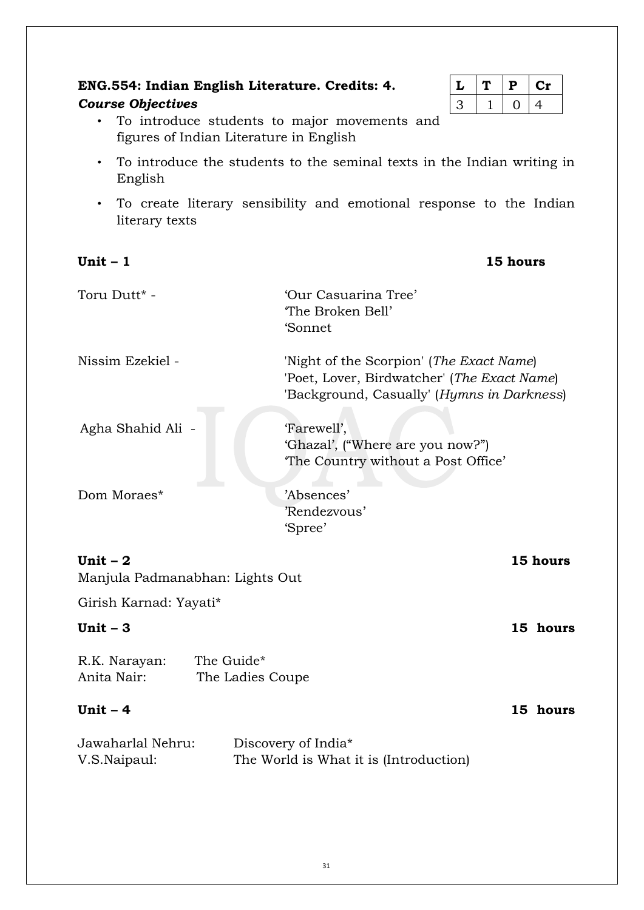**ENG.554: Indian English Literature. Credits: 4.**

| L | T | P | Cr |
|---|---|---|---|
| 3 | 1 | 0 | 4 |

***Course Objectives***

- To introduce students to major movements and figures of Indian Literature in English
- To introduce the students to the seminal texts in the Indian writing in English
- To create literary sensibility and emotional response to the Indian literary texts

**Unit – 1** **15 hours**

Toru Dutt* - 'Our Casuarina Tree'
'The Broken Bell'
'Sonnet

Nissim Ezekiel - 'Night of the Scorpion' (*The Exact Name*)
'Poet, Lover, Birdwatcher' (*The Exact Name*)
'Background, Casually' (*Hymns in Darkness*)

Agha Shahid Ali - 'Farewell',
'Ghazal', ("Where are you now?")
'The Country without a Post Office'

Dom Moraes* 'Absences'
'Rendezvous'
'Spree'

**Unit – 2** **15 hours**

Manjula Padmanabhan: Lights Out

Girish Karnad: Yayati*

**Unit – 3** **15 hours**

R.K. Narayan: The Guide*
Anita Nair: The Ladies Coupe

**Unit – 4** **15 hours**

Jawaharlal Nehru: Discovery of India*
V.S.Naipaul: The World is What it is (Introduction)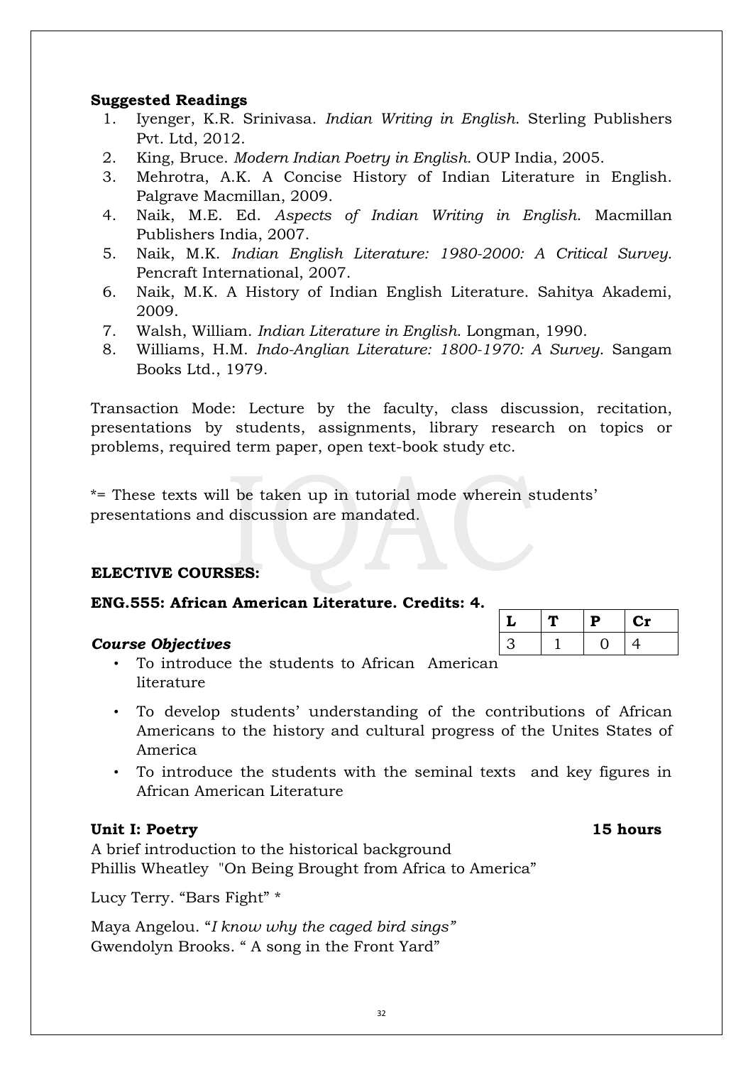**Suggested Readings**

1. Iyenger, K.R. Srinivasa. *Indian Writing in English*. Sterling Publishers Pvt. Ltd, 2012.
2. King, Bruce. *Modern Indian Poetry in English.* OUP India, 2005.
3. Mehrotra, A.K. A Concise History of Indian Literature in English. Palgrave Macmillan, 2009.
4. Naik, M.E. Ed. *Aspects of Indian Writing in English*. Macmillan Publishers India, 2007.
5. Naik, M.K. *Indian English Literature: 1980-2000: A Critical Survey.* Pencraft International, 2007.
6. Naik, M.K. A History of Indian English Literature. Sahitya Akademi, 2009.
7. Walsh, William. *Indian Literature in English*. Longman, 1990.
8. Williams, H.M. *Indo-Anglian Literature: 1800-1970: A Survey*. Sangam Books Ltd., 1979.

Transaction Mode: Lecture by the faculty, class discussion, recitation, presentations by students, assignments, library research on topics or problems, required term paper, open text-book study etc.

*= These texts will be taken up in tutorial mode wherein students' presentations and discussion are mandated.

**ELECTIVE COURSES:**

**ENG.555: African American Literature. Credits: 4.**

| L | T | P | Cr |
|---|---|---|---|
| 3 | 1 | 0 | 4 |

***Course Objectives***

- To introduce the students to African American literature
- To develop students' understanding of the contributions of African Americans to the history and cultural progress of the Unites States of America
- To introduce the students with the seminal texts and key figures in African American Literature

**Unit I: Poetry** **15 hours**

A brief introduction to the historical background
Phillis Wheatley "On Being Brought from Africa to America"

Lucy Terry. "Bars Fight" *

Maya Angelou. "*I know why the caged bird sings"*
Gwendolyn Brooks. " A song in the Front Yard"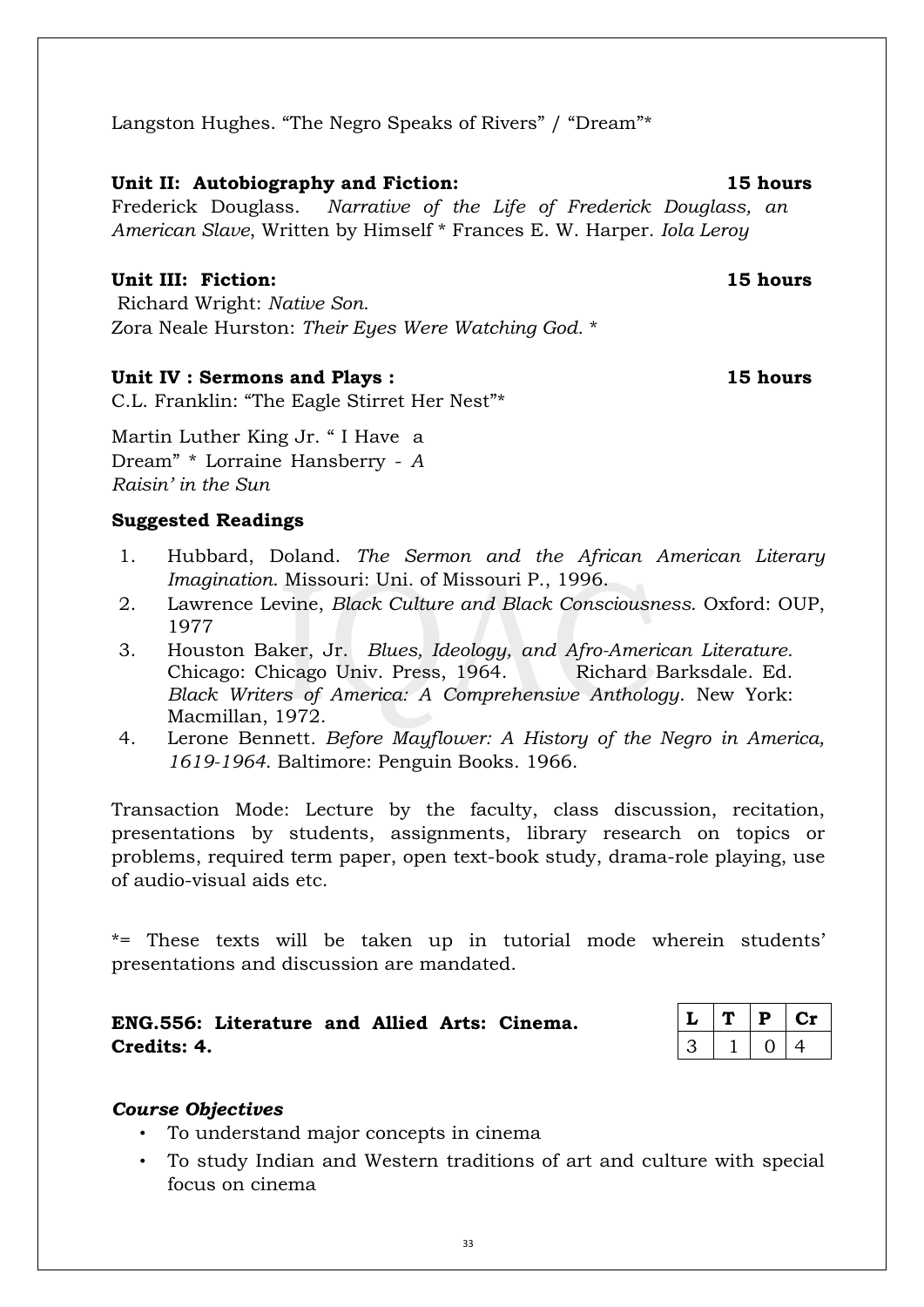Langston Hughes. "The Negro Speaks of Rivers" / "Dream"*

**Unit II: Autobiography and Fiction: 15 hours**

Frederick Douglass. *Narrative of the Life of Frederick Douglass, an American Slave*, Written by Himself * Frances E. W. Harper. *Iola Leroy*

**Unit III: Fiction: 15 hours**

Richard Wright: *Native Son.*
Zora Neale Hurston: *Their Eyes Were Watching God.* *

**Unit IV : Sermons and Plays : 15 hours**

C.L. Franklin: "The Eagle Stirret Her Nest"*

Martin Luther King Jr. " I Have a Dream" * Lorraine Hansberry - *A Raisin' in the Sun*

**Suggested Readings**

1. Hubbard, Doland. *The Sermon and the African American Literary Imagination.* Missouri: Uni. of Missouri P., 1996.
2. Lawrence Levine, *Black Culture and Black Consciousness.* Oxford: OUP, 1977
3. Houston Baker, Jr. *Blues, Ideology, and Afro-American Literature.* Chicago: Chicago Univ. Press, 1964. Richard Barksdale. Ed. *Black Writers of America: A Comprehensive Anthology.* New York: Macmillan, 1972.
4. Lerone Bennett. *Before Mayflower: A History of the Negro in America, 1619-1964.* Baltimore: Penguin Books. 1966.

Transaction Mode: Lecture by the faculty, class discussion, recitation, presentations by students, assignments, library research on topics or problems, required term paper, open text-book study, drama-role playing, use of audio-visual aids etc.

*= These texts will be taken up in tutorial mode wherein students' presentations and discussion are mandated.

**ENG.556: Literature and Allied Arts: Cinema.**
**Credits: 4.**

| L | T | P | Cr |
|---|---|---|---|
| 3 | 1 | 0 | 4 |

***Course Objectives***

- To understand major concepts in cinema
- To study Indian and Western traditions of art and culture with special focus on cinema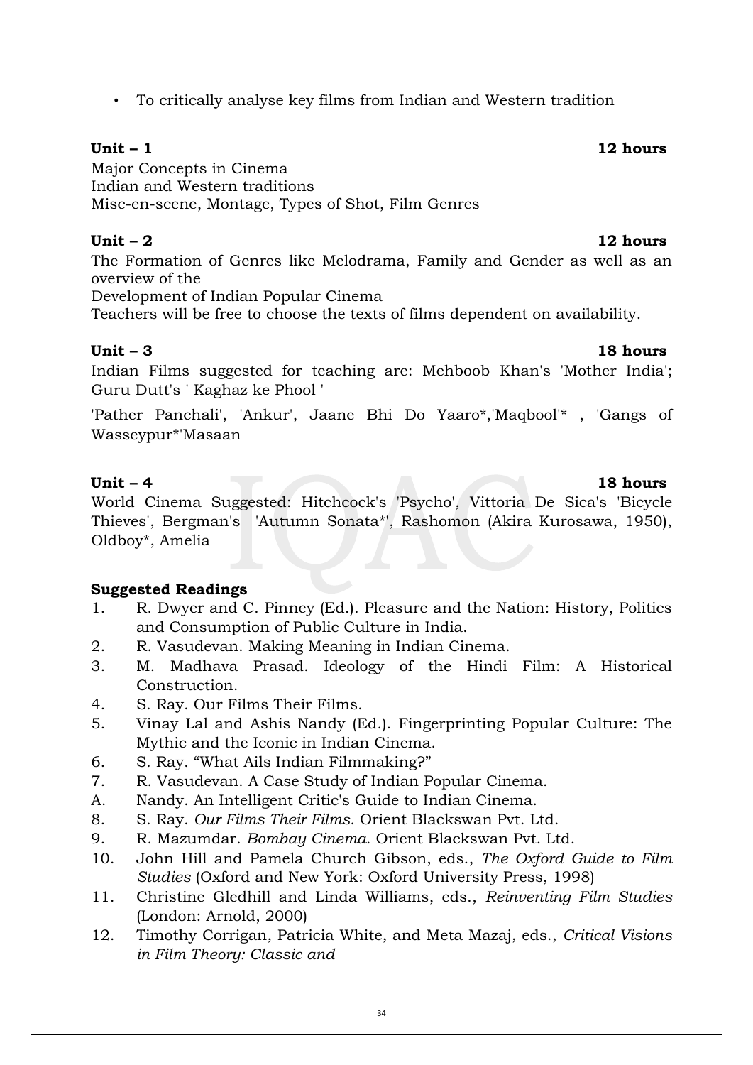- To critically analyse key films from Indian and Western tradition

**Unit – 1** **12 hours**

Major Concepts in Cinema
Indian and Western traditions
Misc-en-scene, Montage, Types of Shot, Film Genres

**Unit – 2** **12 hours**

The Formation of Genres like Melodrama, Family and Gender as well as an overview of the
Development of Indian Popular Cinema
Teachers will be free to choose the texts of films dependent on availability.

**Unit – 3** **18 hours**

Indian Films suggested for teaching are: Mehboob Khan's 'Mother India'; Guru Dutt's ' Kaghaz ke Phool '

'Pather Panchali', 'Ankur', Jaane Bhi Do Yaaro*,'Maqbool'* , 'Gangs of Wasseypur*'Masaan

**Unit – 4** **18 hours**

World Cinema Suggested: Hitchcock's 'Psycho', Vittoria De Sica's 'Bicycle Thieves', Bergman's 'Autumn Sonata*', Rashomon (Akira Kurosawa, 1950), Oldboy*, Amelia

**Suggested Readings**

1. R. Dwyer and C. Pinney (Ed.). Pleasure and the Nation: History, Politics and Consumption of Public Culture in India.
2. R. Vasudevan. Making Meaning in Indian Cinema.
3. M. Madhava Prasad. Ideology of the Hindi Film: A Historical Construction.
4. S. Ray. Our Films Their Films.
5. Vinay Lal and Ashis Nandy (Ed.). Fingerprinting Popular Culture: The Mythic and the Iconic in Indian Cinema.
6. S. Ray. "What Ails Indian Filmmaking?"
7. R. Vasudevan. A Case Study of Indian Popular Cinema.

A. Nandy. An Intelligent Critic's Guide to Indian Cinema.

8. S. Ray. *Our Films Their Films*. Orient Blackswan Pvt. Ltd.
9. R. Mazumdar. *Bombay Cinema*. Orient Blackswan Pvt. Ltd.
10. John Hill and Pamela Church Gibson, eds., *The Oxford Guide to Film Studies* (Oxford and New York: Oxford University Press, 1998)
11. Christine Gledhill and Linda Williams, eds., *Reinventing Film Studies* (London: Arnold, 2000)
12. Timothy Corrigan, Patricia White, and Meta Mazaj, eds., *Critical Visions in Film Theory: Classic and*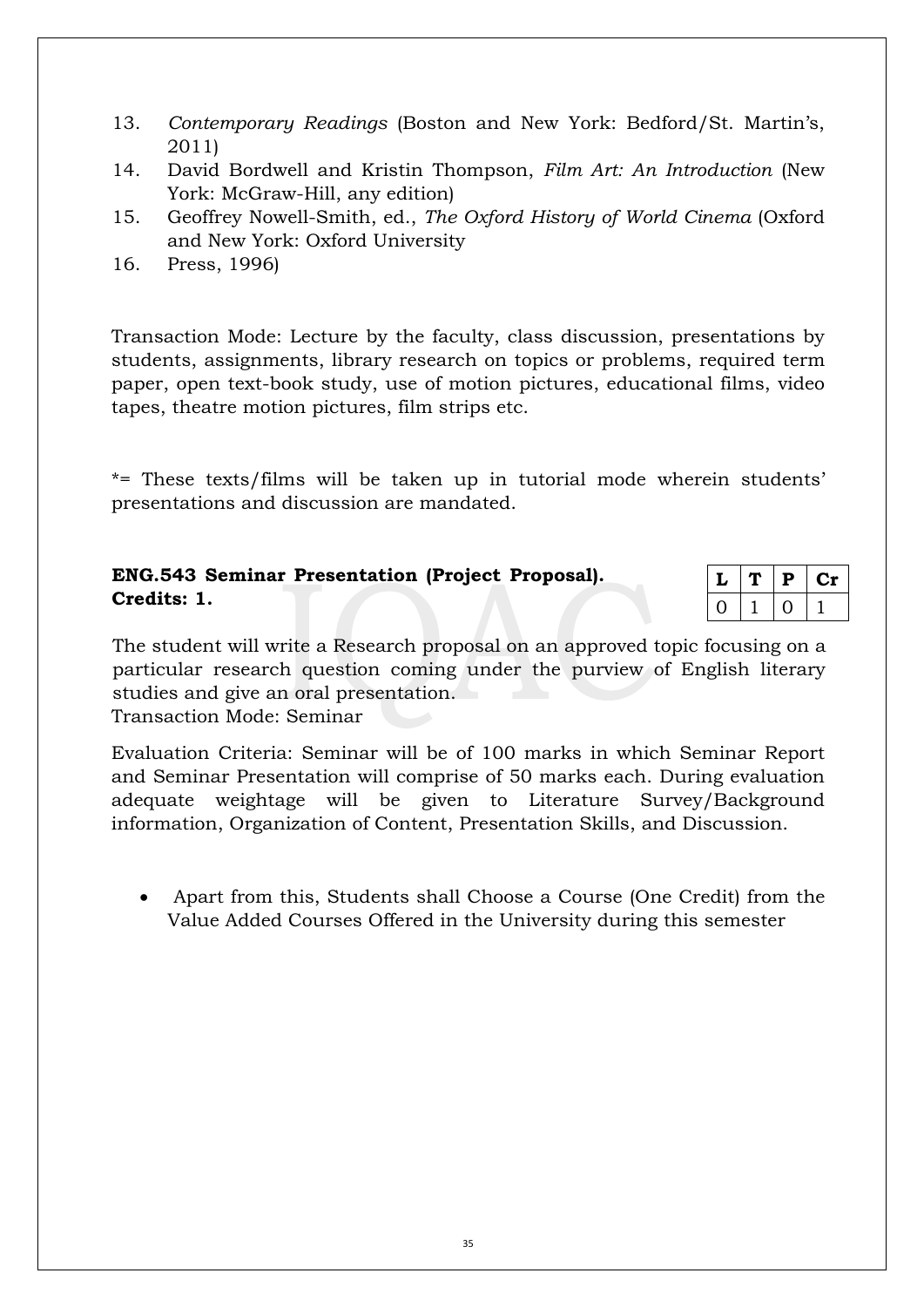13. *Contemporary Readings* (Boston and New York: Bedford/St. Martin's, 2011)
14. David Bordwell and Kristin Thompson, *Film Art: An Introduction* (New York: McGraw-Hill, any edition)
15. Geoffrey Nowell-Smith, ed., *The Oxford History of World Cinema* (Oxford and New York: Oxford University
16. Press, 1996)

Transaction Mode: Lecture by the faculty, class discussion, presentations by students, assignments, library research on topics or problems, required term paper, open text-book study, use of motion pictures, educational films, video tapes, theatre motion pictures, film strips etc.

*= These texts/films will be taken up in tutorial mode wherein students' presentations and discussion are mandated.

**ENG.543 Seminar Presentation (Project Proposal). Credits: 1.**

| L | T | P | Cr |
|---|---|---|---|
| 0 | 1 | 0 | 1 |

The student will write a Research proposal on an approved topic focusing on a particular research question coming under the purview of English literary studies and give an oral presentation.
Transaction Mode: Seminar

Evaluation Criteria: Seminar will be of 100 marks in which Seminar Report and Seminar Presentation will comprise of 50 marks each. During evaluation adequate weightage will be given to Literature Survey/Background information, Organization of Content, Presentation Skills, and Discussion.

- Apart from this, Students shall Choose a Course (One Credit) from the Value Added Courses Offered in the University during this semester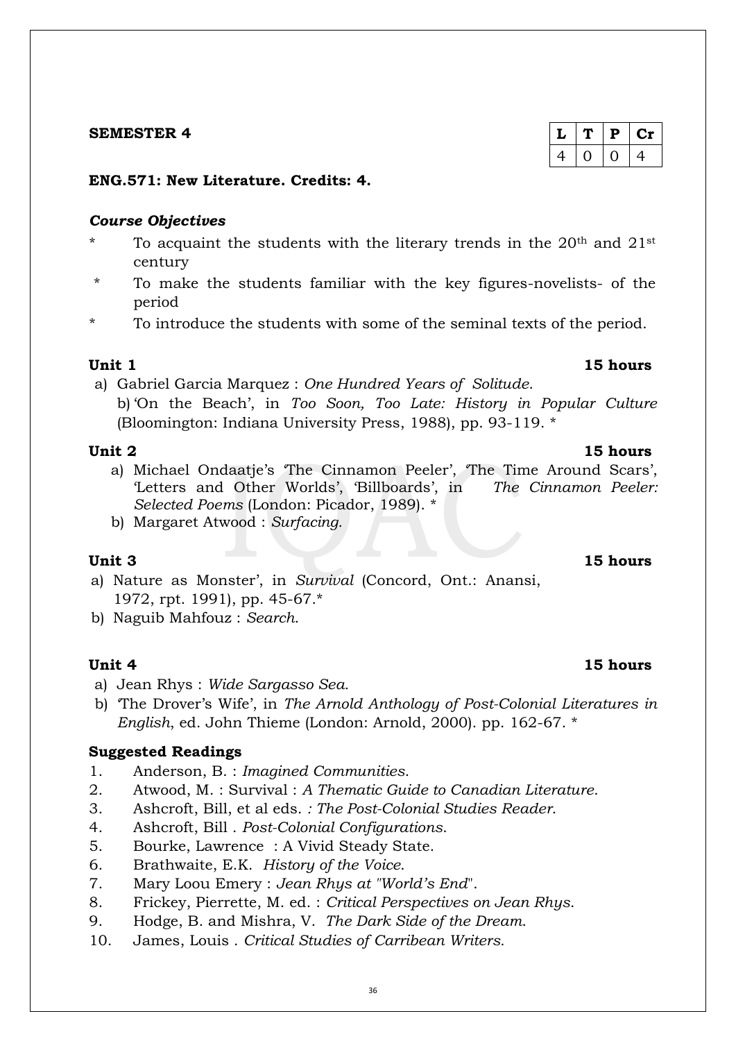**SEMESTER 4**

| L | T | P | Cr |
|---|---|---|---|
| 4 | 0 | 0 | 4 |

**ENG.571: New Literature. Credits: 4.**

***Course Objectives***

- To acquaint the students with the literary trends in the 20th and 21st century
- To make the students familiar with the key figures-novelists- of the period
- To introduce the students with some of the seminal texts of the period.

**Unit 1** **15 hours**

a) Gabriel Garcia Marquez : *One Hundred Years of Solitude*.
b) 'On the Beach', in *Too Soon, Too Late: History in Popular Culture* (Bloomington: Indiana University Press, 1988), pp. 93-119. *

**Unit 2** **15 hours**

a) Michael Ondaatje's 'The Cinnamon Peeler', 'The Time Around Scars', 'Letters and Other Worlds', 'Billboards', in *The Cinnamon Peeler: Selected Poems* (London: Picador, 1989). *
b) Margaret Atwood : *Surfacing*.

**Unit 3** **15 hours**

a) Nature as Monster', in *Survival* (Concord, Ont.: Anansi, 1972, rpt. 1991), pp. 45-67.*
b) Naguib Mahfouz : *Search*.

**Unit 4** **15 hours**

a) Jean Rhys : *Wide Sargasso Sea*.
b) 'The Drover's Wife', in *The Arnold Anthology of Post-Colonial Literatures in English*, ed. John Thieme (London: Arnold, 2000). pp. 162-67. *

**Suggested Readings**

1. Anderson, B. : *Imagined Communities*.
2. Atwood, M. : Survival : *A Thematic Guide to Canadian Literature*.
3. Ashcroft, Bill, et al eds. *: The Post-Colonial Studies Reader*.
4. Ashcroft, Bill . *Post-Colonial Configurations*.
5. Bourke, Lawrence : A Vivid Steady State.
6. Brathwaite, E.K. *History of the Voice*.
7. Mary Loou Emery : *Jean Rhys at "World's End*".
8. Frickey, Pierrette, M. ed. : *Critical Perspectives on Jean Rhys*.
9. Hodge, B. and Mishra, V. *The Dark Side of the Dream*.
10. James, Louis . *Critical Studies of Carribean Writers.*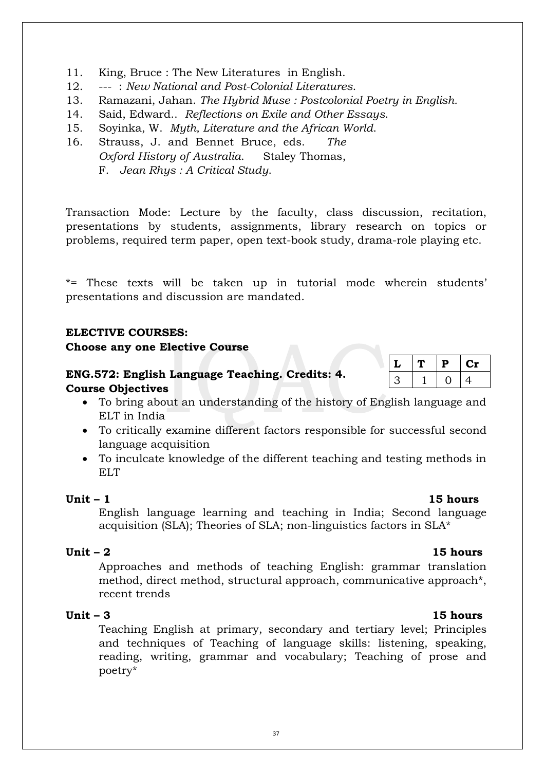11. King, Bruce : The New Literatures in English.
12. --- : *New National and Post-Colonial Literatures*.
13. Ramazani, Jahan. *The Hybrid Muse : Postcolonial Poetry in English.*
14. Said, Edward.. *Reflections on Exile and Other Essays*.
15. Soyinka, W. *Myth, Literature and the African World*.
16. Strauss, J. and Bennet Bruce, eds. *The Oxford History of Australia*. Staley Thomas, F. *Jean Rhys : A Critical Study*.

Transaction Mode: Lecture by the faculty, class discussion, recitation, presentations by students, assignments, library research on topics or problems, required term paper, open text-book study, drama-role playing etc.

*= These texts will be taken up in tutorial mode wherein students' presentations and discussion are mandated.

**ELECTIVE COURSES:**
**Choose any one Elective Course**

**ENG.572: English Language Teaching. Credits: 4.**

| L | T | P | Cr |
|---|---|---|---|
| 3 | 1 | 0 | 4 |

**Course Objectives**

- To bring about an understanding of the history of English language and ELT in India
- To critically examine different factors responsible for successful second language acquisition
- To inculcate knowledge of the different teaching and testing methods in ELT

**Unit – 1** **15 hours**

English language learning and teaching in India; Second language acquisition (SLA); Theories of SLA; non-linguistics factors in SLA*

**Unit – 2** **15 hours**

Approaches and methods of teaching English: grammar translation method, direct method, structural approach, communicative approach*, recent trends

**Unit – 3** **15 hours**

Teaching English at primary, secondary and tertiary level; Principles and techniques of Teaching of language skills: listening, speaking, reading, writing, grammar and vocabulary; Teaching of prose and poetry*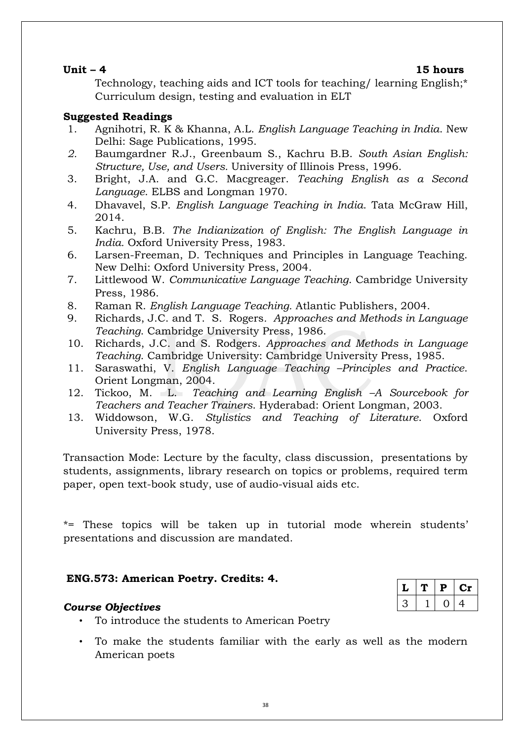**Unit – 4 15 hours**

Technology, teaching aids and ICT tools for teaching/ learning English;* Curriculum design, testing and evaluation in ELT

**Suggested Readings**

1. Agnihotri, R. K & Khanna, A.L. *English Language Teaching in India*. New Delhi: Sage Publications, 1995.
2. Baumgardner R.J., Greenbaum S., Kachru B.B. *South Asian English: Structure, Use, and Users*. University of Illinois Press, 1996.
3. Bright, J.A. and G.C. Macgreager. *Teaching English as a Second Language*. ELBS and Longman 1970.
4. Dhavavel, S.P. *English Language Teaching in India*. Tata McGraw Hill, 2014.
5. Kachru, B.B. *The Indianization of English: The English Language in India.* Oxford University Press, 1983.
6. Larsen-Freeman, D. Techniques and Principles in Language Teaching. New Delhi: Oxford University Press, 2004.
7. Littlewood W. *Communicative Language Teaching*. Cambridge University Press, 1986.
8. Raman R. *English Language Teaching.* Atlantic Publishers, 2004.
9. Richards, J.C. and T. S. Rogers. *Approaches and Methods in Language Teaching*. Cambridge University Press, 1986.
10. Richards, J.C. and S. Rodgers. *Approaches and Methods in Language Teaching*. Cambridge University: Cambridge University Press, 1985.
11. Saraswathi, V. *English Language Teaching –Principles and Practice*. Orient Longman, 2004.
12. Tickoo, M. L. *Teaching and Learning English –A Sourcebook for Teachers and Teacher Trainers*. Hyderabad: Orient Longman, 2003.
13. Widdowson, W.G. *Stylistics and Teaching of Literature*. Oxford University Press, 1978.

Transaction Mode: Lecture by the faculty, class discussion, presentations by students, assignments, library research on topics or problems, required term paper, open text-book study, use of audio-visual aids etc.

*= These topics will be taken up in tutorial mode wherein students' presentations and discussion are mandated.

**ENG.573: American Poetry. Credits: 4.**

| L | T | P | Cr |
|---|---|---|---|
| 3 | 1 | 0 | 4 |

***Course Objectives***

- To introduce the students to American Poetry
- To make the students familiar with the early as well as the modern American poets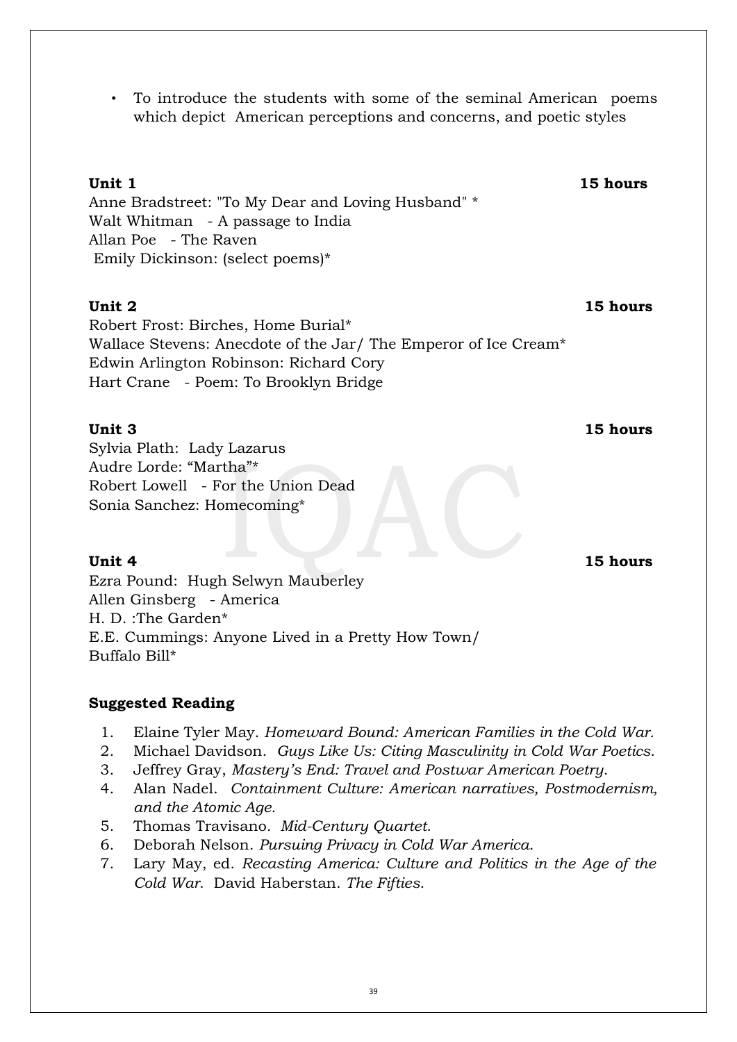- To introduce the students with some of the seminal American poems which depict American perceptions and concerns, and poetic styles

**Unit 1** **15 hours**

Anne Bradstreet: "To My Dear and Loving Husband" *
Walt Whitman - A passage to India
Allan Poe - The Raven
Emily Dickinson: (select poems)*

**Unit 2** **15 hours**

Robert Frost: Birches, Home Burial*
Wallace Stevens: Anecdote of the Jar/ The Emperor of Ice Cream*
Edwin Arlington Robinson: Richard Cory
Hart Crane - Poem: To Brooklyn Bridge

**Unit 3** **15 hours**

Sylvia Plath: Lady Lazarus
Audre Lorde: "Martha"*
Robert Lowell - For the Union Dead
Sonia Sanchez: Homecoming*

**Unit 4** **15 hours**

Ezra Pound: Hugh Selwyn Mauberley
Allen Ginsberg - America
H. D. :The Garden*
E.E. Cummings: Anyone Lived in a Pretty How Town/
Buffalo Bill*

**Suggested Reading**

1. Elaine Tyler May. *Homeward Bound: American Families in the Cold War.*
2. Michael Davidson. *Guys Like Us: Citing Masculinity in Cold War Poetics.*
3. Jeffrey Gray, *Mastery's End: Travel and Postwar American Poetry.*
4. Alan Nadel. *Containment Culture: American narratives, Postmodernism, and the Atomic Age.*
5. Thomas Travisano. *Mid-Century Quartet.*
6. Deborah Nelson. *Pursuing Privacy in Cold War America.*
7. Lary May, ed. *Recasting America: Culture and Politics in the Age of the Cold War.* David Haberstan. *The Fifties.*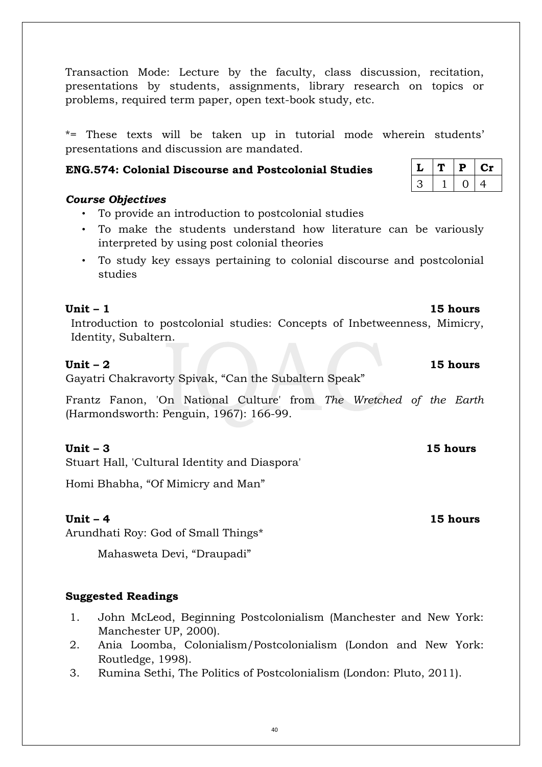Transaction Mode: Lecture by the faculty, class discussion, recitation, presentations by students, assignments, library research on topics or problems, required term paper, open text-book study, etc.

*= These texts will be taken up in tutorial mode wherein students' presentations and discussion are mandated.

### ENG.574: Colonial Discourse and Postcolonial Studies

| L | T | P | Cr |
|---|---|---|---|
| 3 | 1 | 0 | 4 |

***Course Objectives***

- To provide an introduction to postcolonial studies
- To make the students understand how literature can be variously interpreted by using post colonial theories
- To study key essays pertaining to colonial discourse and postcolonial studies

**Unit – 1** **15 hours**

Introduction to postcolonial studies: Concepts of Inbetweenness, Mimicry, Identity, Subaltern.

**Unit – 2** **15 hours**

Gayatri Chakravorty Spivak, "Can the Subaltern Speak"

Frantz Fanon, 'On National Culture' from *The Wretched of the Earth* (Harmondsworth: Penguin, 1967): 166-99.

**Unit – 3** **15 hours**

Stuart Hall, 'Cultural Identity and Diaspora'

Homi Bhabha, "Of Mimicry and Man"

**Unit – 4** **15 hours**

Arundhati Roy: God of Small Things*

Mahasweta Devi, "Draupadi"

**Suggested Readings**

1. John McLeod, Beginning Postcolonialism (Manchester and New York: Manchester UP, 2000).
2. Ania Loomba, Colonialism/Postcolonialism (London and New York: Routledge, 1998).
3. Rumina Sethi, The Politics of Postcolonialism (London: Pluto, 2011).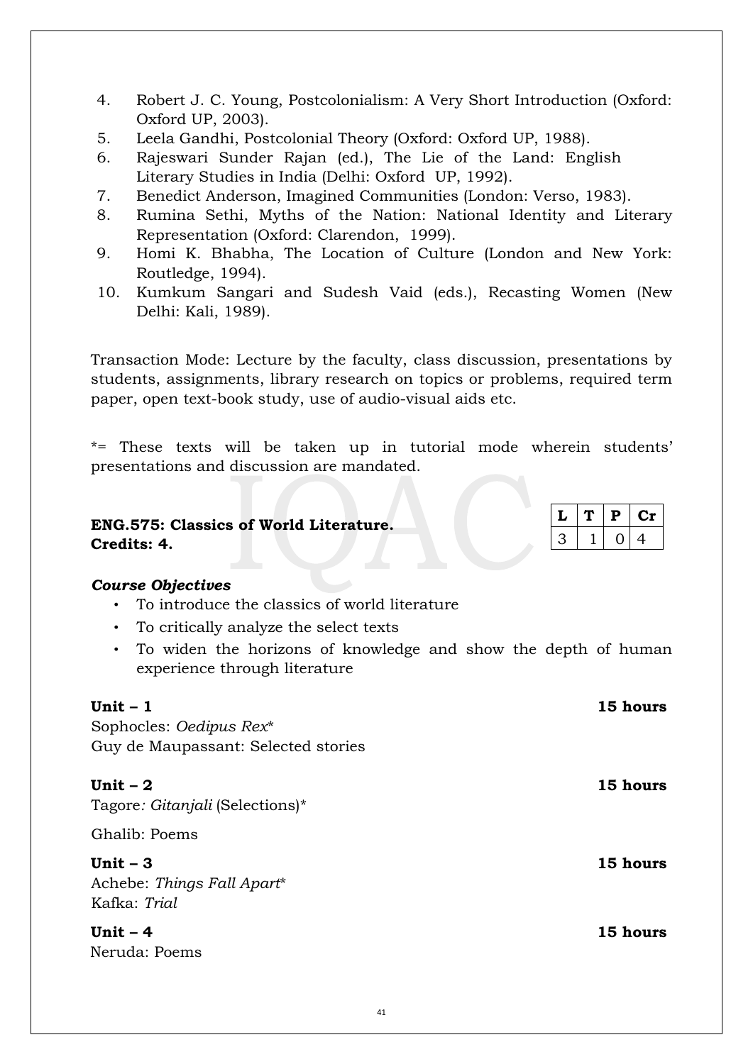4. Robert J. C. Young, Postcolonialism: A Very Short Introduction (Oxford: Oxford UP, 2003).
5. Leela Gandhi, Postcolonial Theory (Oxford: Oxford UP, 1988).
6. Rajeswari Sunder Rajan (ed.), The Lie of the Land: English Literary Studies in India (Delhi: Oxford UP, 1992).
7. Benedict Anderson, Imagined Communities (London: Verso, 1983).
8. Rumina Sethi, Myths of the Nation: National Identity and Literary Representation (Oxford: Clarendon, 1999).
9. Homi K. Bhabha, The Location of Culture (London and New York: Routledge, 1994).
10. Kumkum Sangari and Sudesh Vaid (eds.), Recasting Women (New Delhi: Kali, 1989).

Transaction Mode: Lecture by the faculty, class discussion, presentations by students, assignments, library research on topics or problems, required term paper, open text-book study, use of audio-visual aids etc.

*= These texts will be taken up in tutorial mode wherein students' presentations and discussion are mandated.

**ENG.575: Classics of World Literature.**
**Credits: 4.**

| L | T | P | Cr |
|---|---|---|---|
| 3 | 1 | 0 | 4 |

***Course Objectives***

- To introduce the classics of world literature
- To critically analyze the select texts
- To widen the horizons of knowledge and show the depth of human experience through literature

**Unit – 1** **15 hours**
Sophocles: *Oedipus Rex**
Guy de Maupassant: Selected stories

**Unit – 2** **15 hours**
Tagore*: Gitanjali* (Selections)*

Ghalib: Poems

**Unit – 3** **15 hours**
Achebe: *Things Fall Apart**
Kafka: *Trial*

**Unit – 4** **15 hours**
Neruda: Poems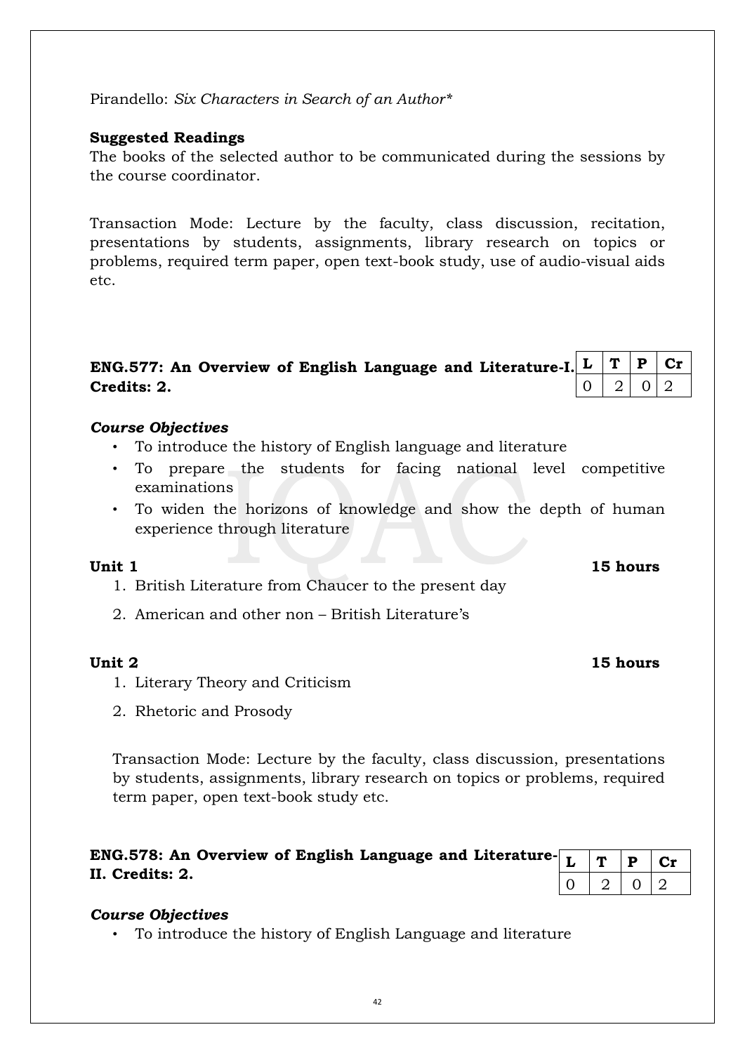Pirandello: *Six Characters in Search of an Author**

**Suggested Readings**

The books of the selected author to be communicated during the sessions by the course coordinator.

Transaction Mode: Lecture by the faculty, class discussion, recitation, presentations by students, assignments, library research on topics or problems, required term paper, open text-book study, use of audio-visual aids etc.

**ENG.577: An Overview of English Language and Literature-I. Credits: 2.**

| L | T | P | Cr |
|---|---|---|---|
| 0 | 2 | 0 | 2 |

***Course Objectives***

- To introduce the history of English language and literature
- To prepare the students for facing national level competitive examinations
- To widen the horizons of knowledge and show the depth of human experience through literature

**Unit 1** **15 hours**

1. British Literature from Chaucer to the present day
2. American and other non – British Literature's

**Unit 2** **15 hours**

1. Literary Theory and Criticism
2. Rhetoric and Prosody

Transaction Mode: Lecture by the faculty, class discussion, presentations by students, assignments, library research on topics or problems, required term paper, open text-book study etc.

**ENG.578: An Overview of English Language and Literature-II. Credits: 2.**

| L | T | P | Cr |
|---|---|---|---|
| 0 | 2 | 0 | 2 |

***Course Objectives***

- To introduce the history of English Language and literature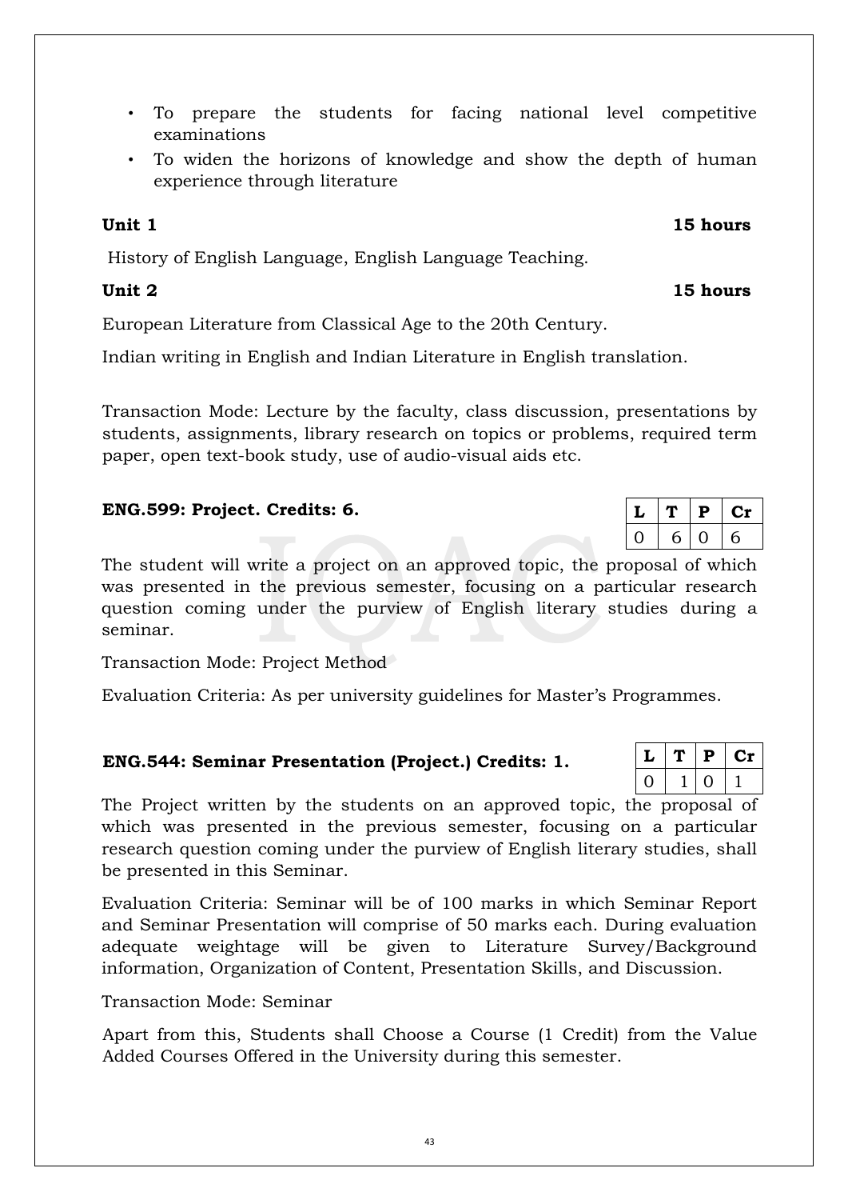- To prepare the students for facing national level competitive examinations
- To widen the horizons of knowledge and show the depth of human experience through literature

**Unit 1** **15 hours**

History of English Language, English Language Teaching.

**Unit 2** **15 hours**

European Literature from Classical Age to the 20th Century.

Indian writing in English and Indian Literature in English translation.

Transaction Mode: Lecture by the faculty, class discussion, presentations by students, assignments, library research on topics or problems, required term paper, open text-book study, use of audio-visual aids etc.

**ENG.599: Project. Credits: 6.**

| L | T | P | Cr |
|---|---|---|---|
| 0 | 6 | 0 | 6 |

The student will write a project on an approved topic, the proposal of which was presented in the previous semester, focusing on a particular research question coming under the purview of English literary studies during a seminar.

Transaction Mode: Project Method

Evaluation Criteria: As per university guidelines for Master's Programmes.

**ENG.544: Seminar Presentation (Project.) Credits: 1.**

| L | T | P | Cr |
|---|---|---|---|
| 0 | 1 | 0 | 1 |

The Project written by the students on an approved topic, the proposal of which was presented in the previous semester, focusing on a particular research question coming under the purview of English literary studies, shall be presented in this Seminar.

Evaluation Criteria: Seminar will be of 100 marks in which Seminar Report and Seminar Presentation will comprise of 50 marks each. During evaluation adequate weightage will be given to Literature Survey/Background information, Organization of Content, Presentation Skills, and Discussion.

Transaction Mode: Seminar

Apart from this, Students shall Choose a Course (1 Credit) from the Value Added Courses Offered in the University during this semester.